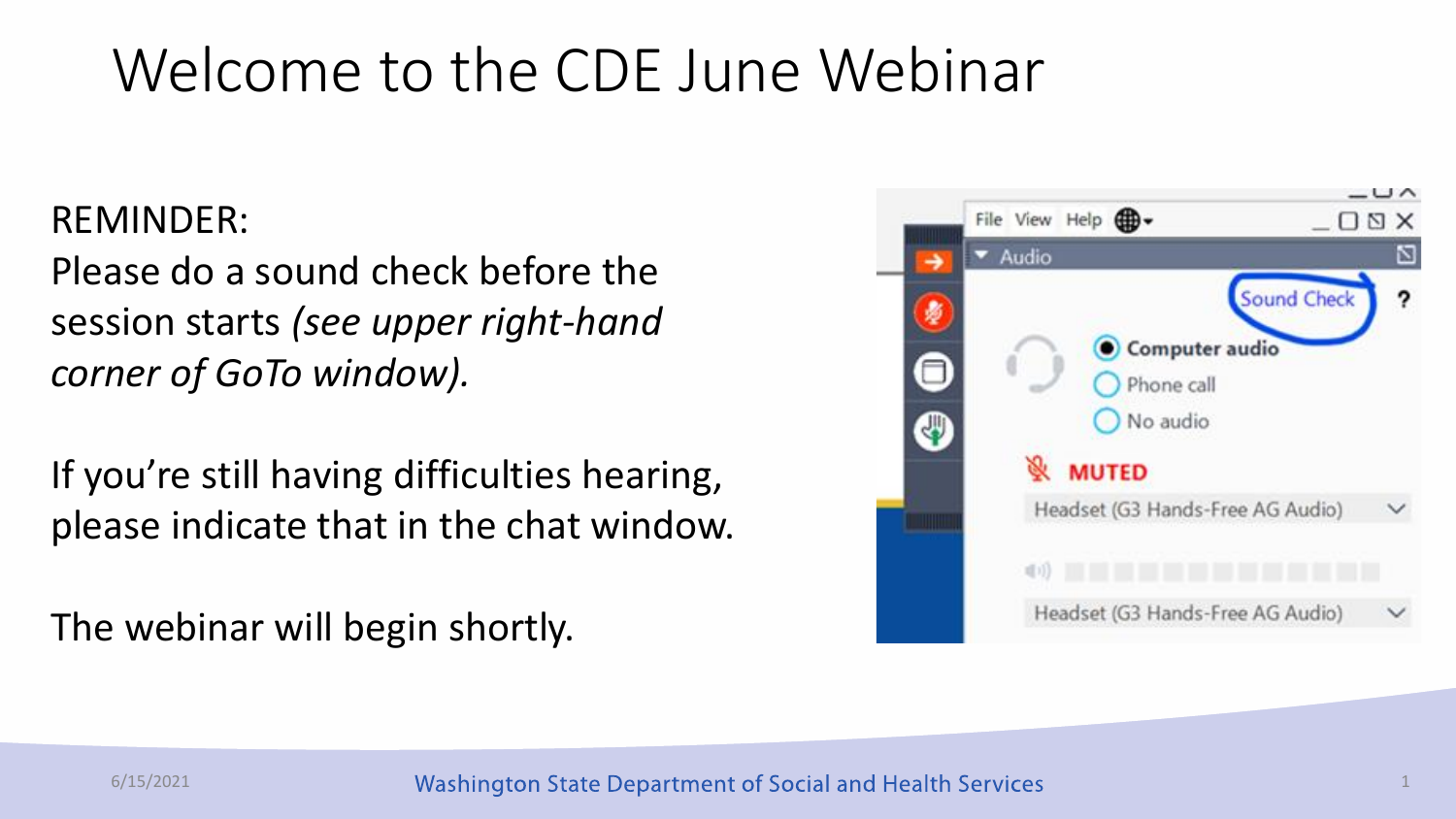# Welcome to the CDE June Webinar

REMINDER:
Please do a sound check before the session starts *(see upper right-hand corner of GoTo window).*

If you're still having difficulties hearing, please indicate that in the chat window.

The webinar will begin shortly.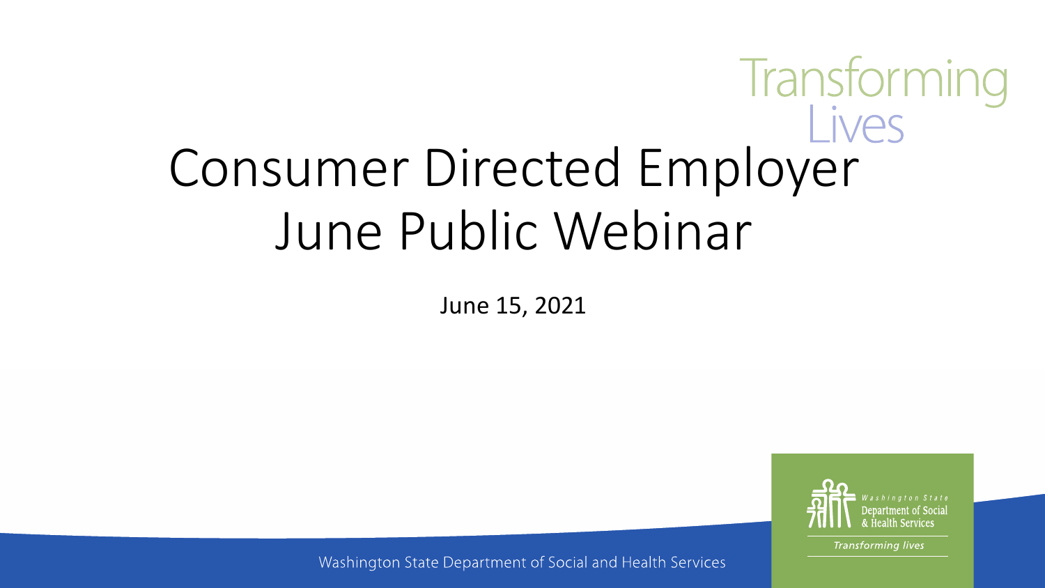# Consumer Directed Employer June Public Webinar

June 15, 2021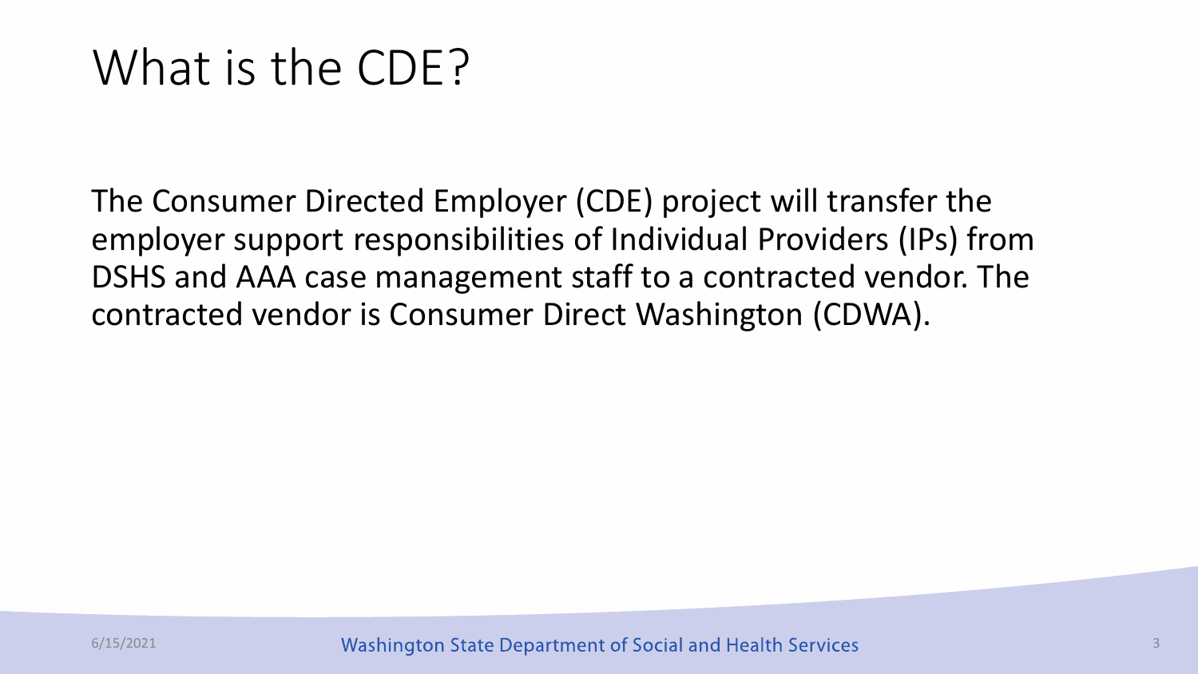# What is the CDE?

The Consumer Directed Employer (CDE) project will transfer the employer support responsibilities of Individual Providers (IPs) from DSHS and AAA case management staff to a contracted vendor. The contracted vendor is Consumer Direct Washington (CDWA).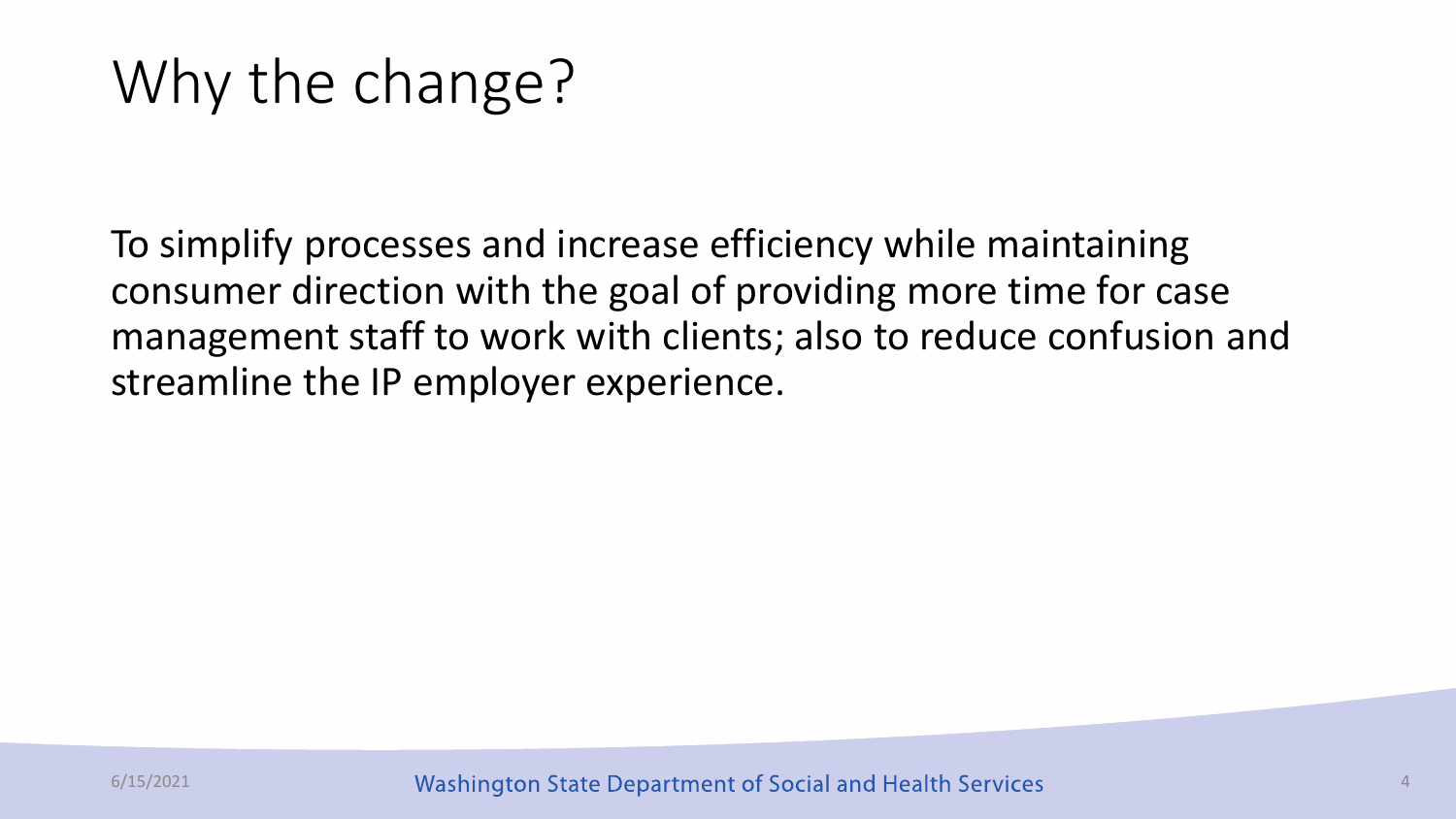# Why the change?

To simplify processes and increase efficiency while maintaining consumer direction with the goal of providing more time for case management staff to work with clients; also to reduce confusion and streamline the IP employer experience.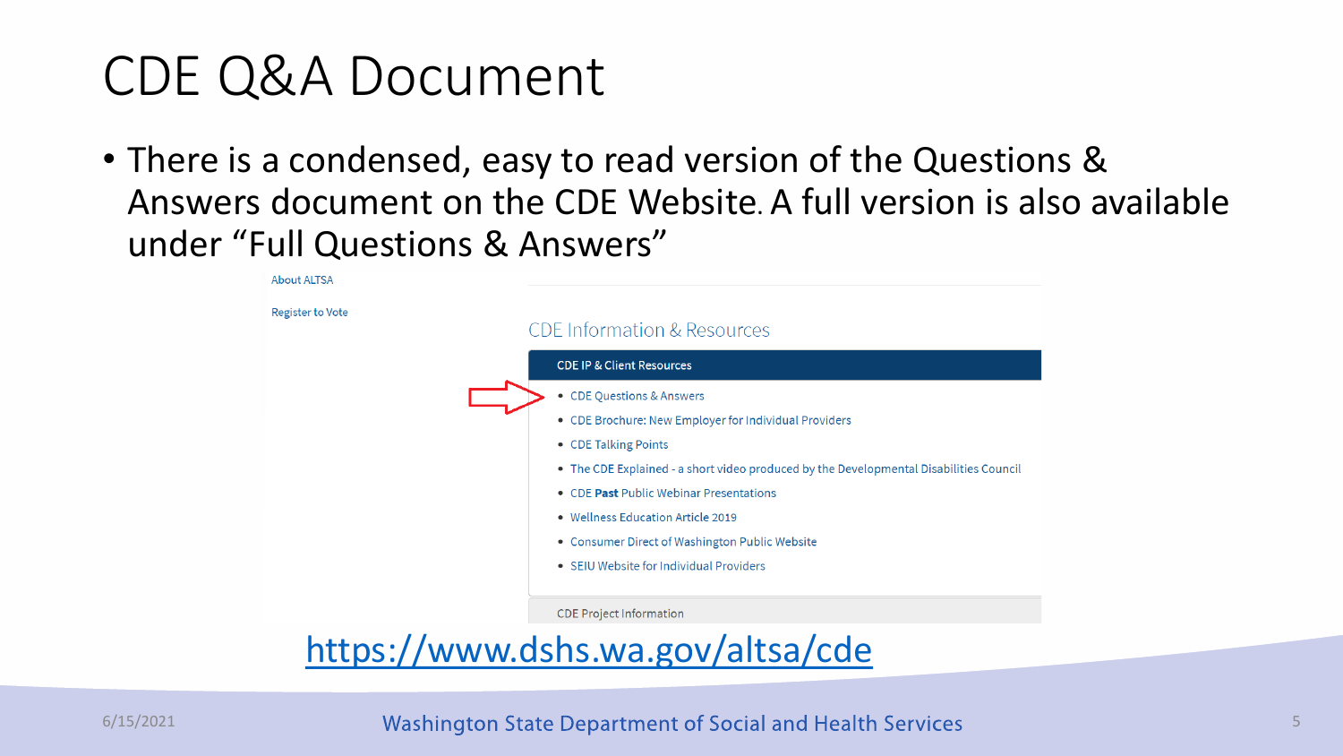# CDE Q&A Document

- There is a condensed, easy to read version of the Questions & Answers document on the CDE Website. A full version is also available under "Full Questions & Answers"

About ALTSA

Register to Vote

CDE Information & Resources

**CDE IP & Client Resources**

- CDE Questions & Answers
- CDE Brochure: New Employer for Individual Providers
- CDE Talking Points
- The CDE Explained - a short video produced by the Developmental Disabilities Council
- CDE **Past** Public Webinar Presentations
- Wellness Education Article 2019
- Consumer Direct of Washington Public Website
- SEIU Website for Individual Providers

CDE Project Information

https://www.dshs.wa.gov/altsa/cde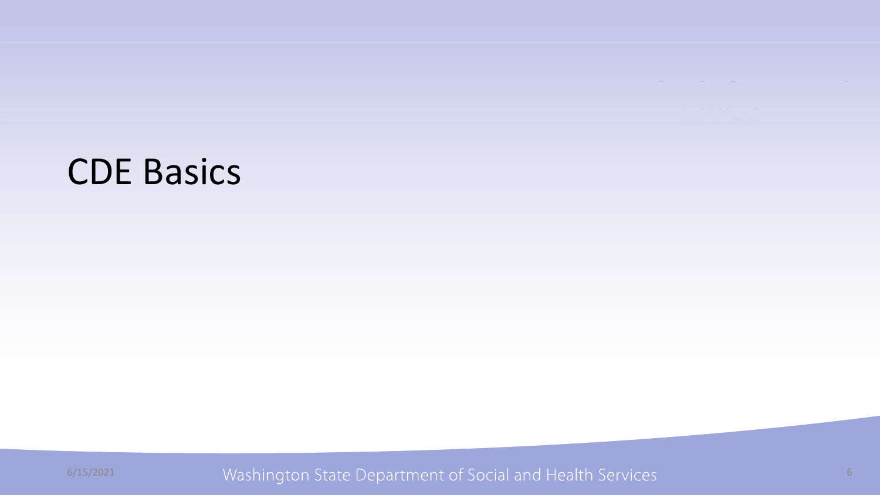# CDE Basics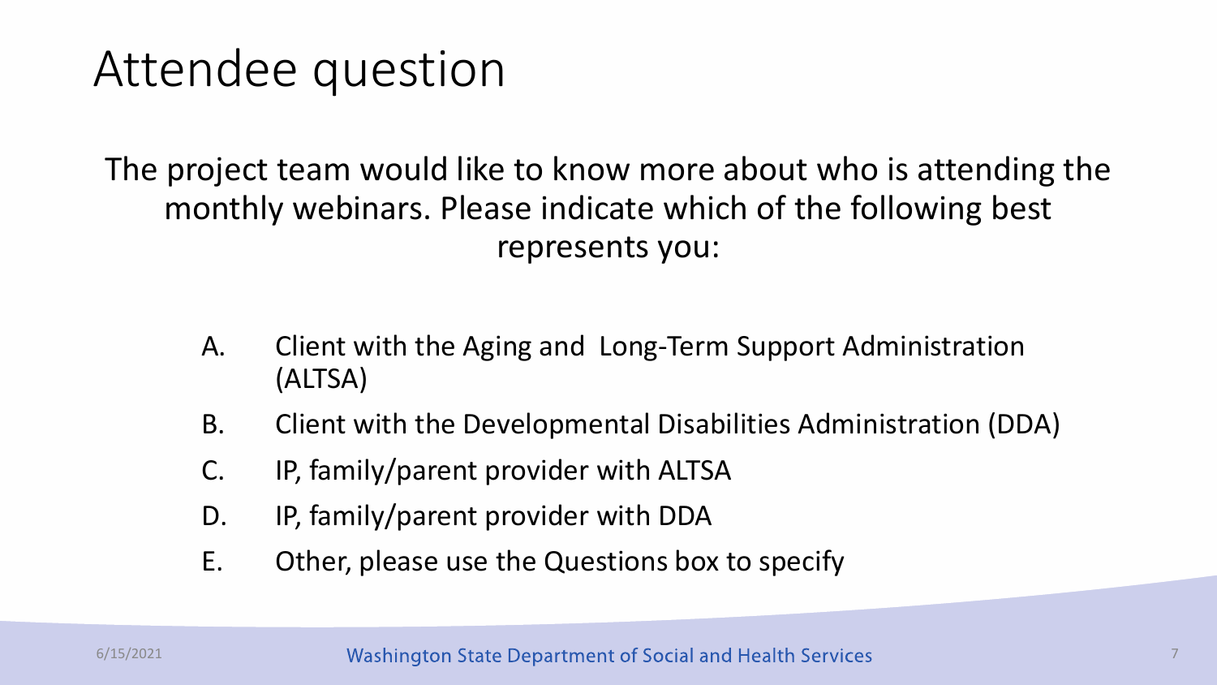# Attendee question

The project team would like to know more about who is attending the monthly webinars. Please indicate which of the following best represents you:

A. Client with the Aging and Long-Term Support Administration (ALTSA)

B. Client with the Developmental Disabilities Administration (DDA)

C. IP, family/parent provider with ALTSA

D. IP, family/parent provider with DDA

E. Other, please use the Questions box to specify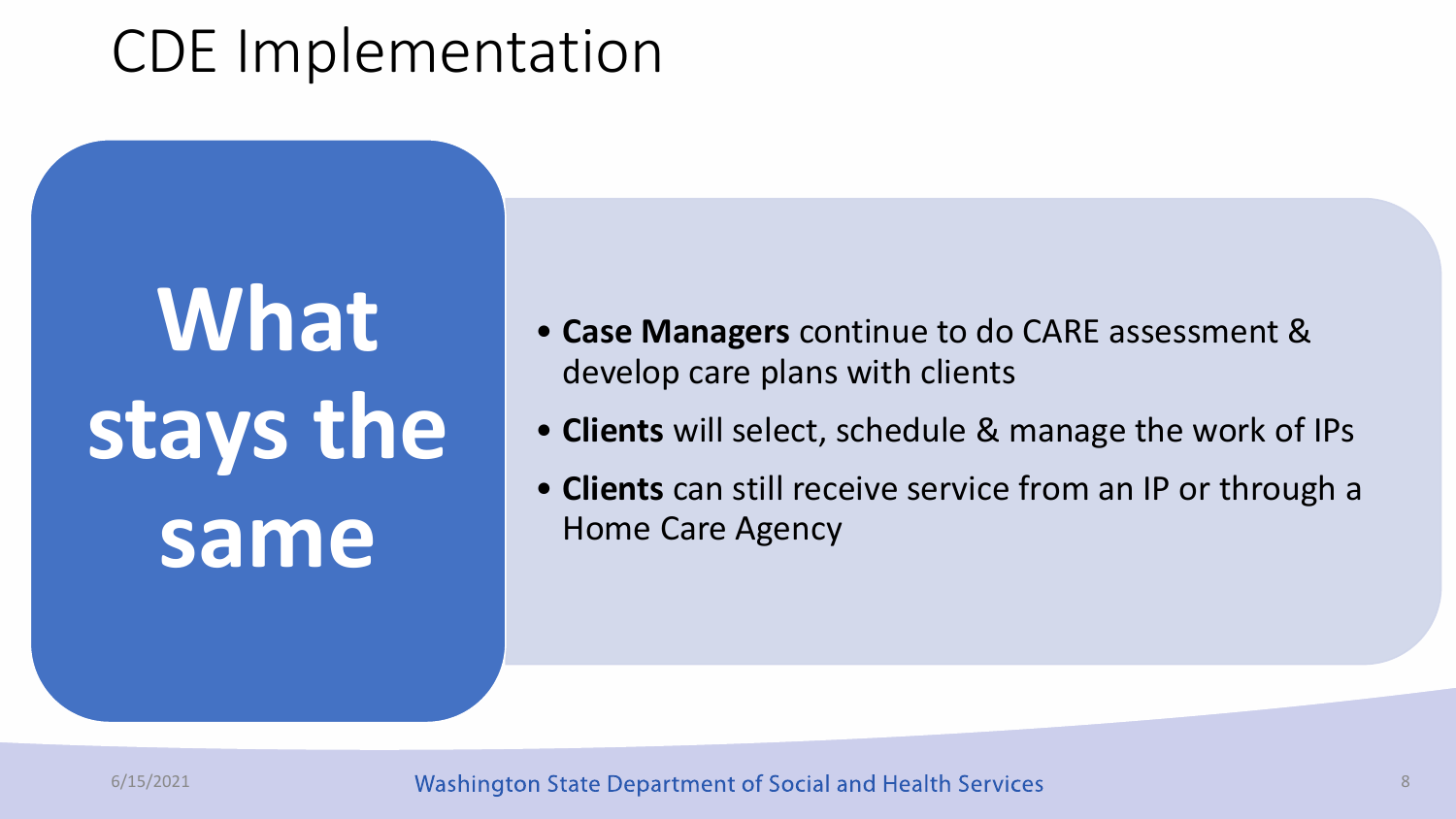# CDE Implementation

## What stays the same

- **Case Managers** continue to do CARE assessment & develop care plans with clients
- **Clients** will select, schedule & manage the work of IPs
- **Clients** can still receive service from an IP or through a Home Care Agency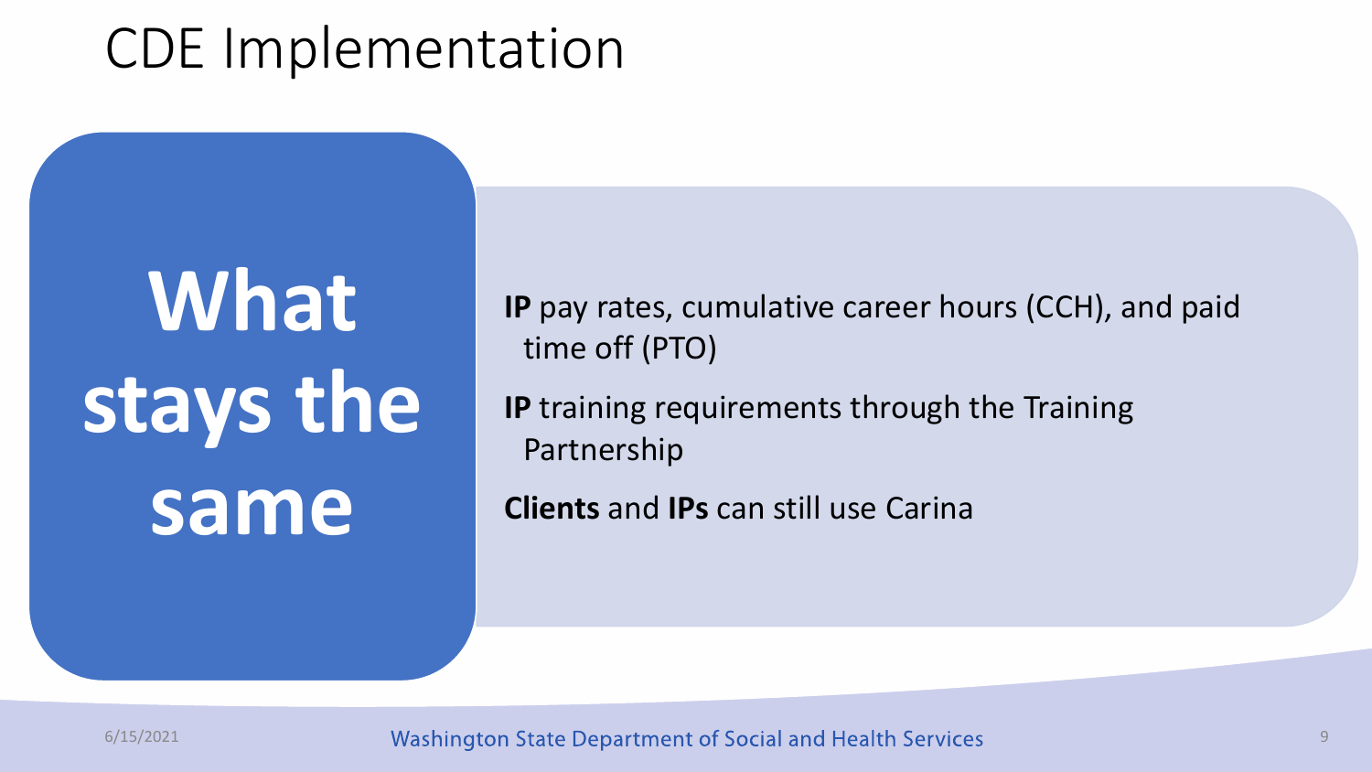# CDE Implementation

## What stays the same

- **IP** pay rates, cumulative career hours (CCH), and paid time off (PTO)
- **IP** training requirements through the Training Partnership
- **Clients** and **IPs** can still use Carina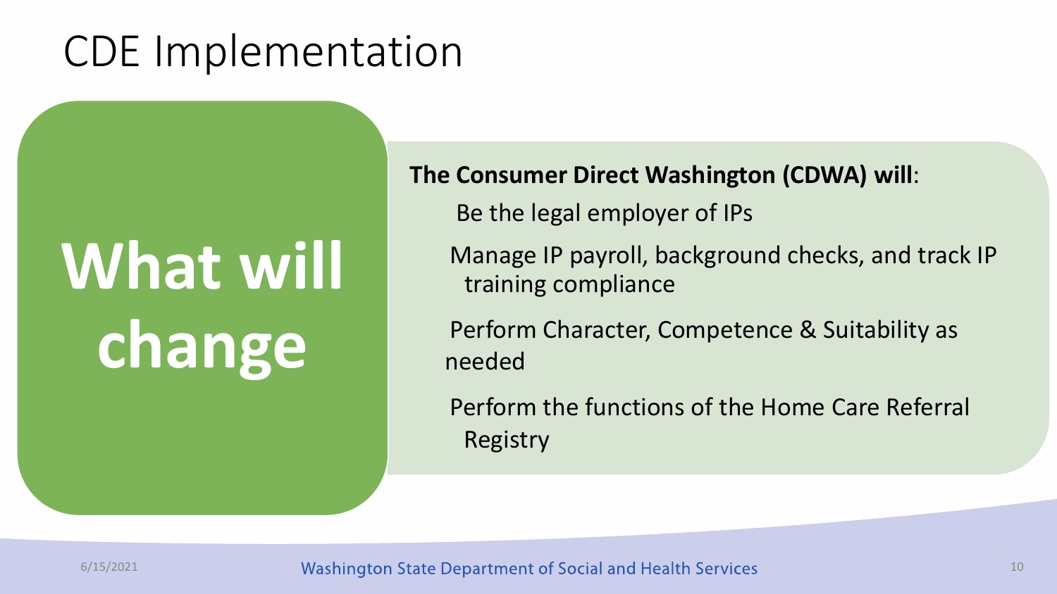# CDE Implementation

## What will change

**The Consumer Direct Washington (CDWA) will**:

- Be the legal employer of IPs
- Manage IP payroll, background checks, and track IP training compliance
- Perform Character, Competence & Suitability as needed
- Perform the functions of the Home Care Referral Registry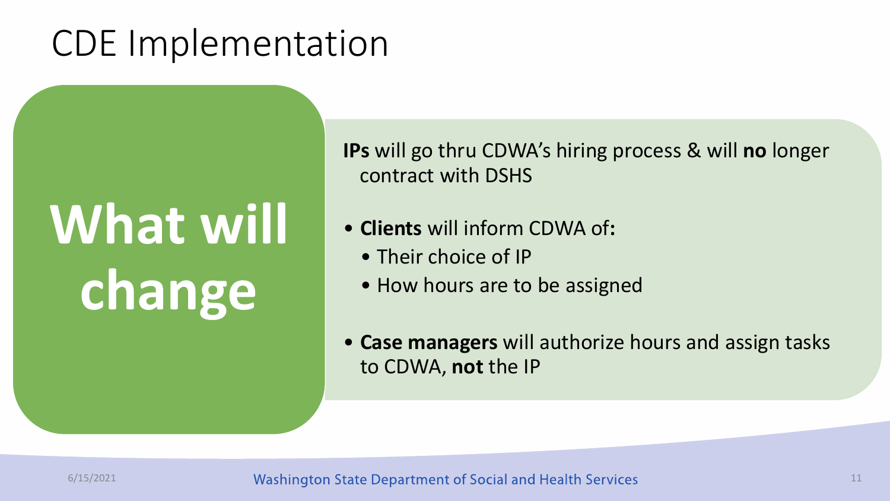# CDE Implementation

## What will change

**IPs** will go thru CDWA's hiring process & will **no** longer contract with DSHS

- **Clients** will inform CDWA of**:**
  - Their choice of IP
  - How hours are to be assigned
- **Case managers** will authorize hours and assign tasks to CDWA, **not** the IP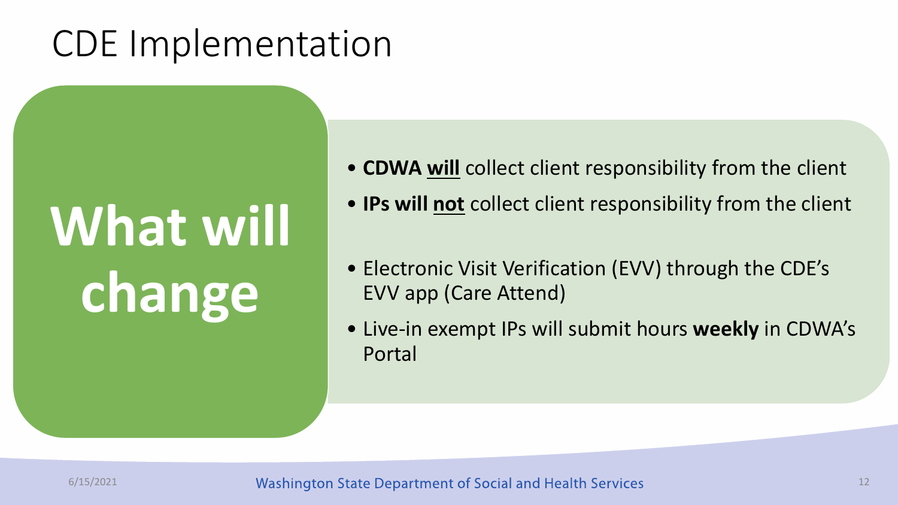# CDE Implementation

## What will change

- **CDWA <u>will</u>** collect client responsibility from the client
- **IPs will <u>not</u>** collect client responsibility from the client

- Electronic Visit Verification (EVV) through the CDE's EVV app (Care Attend)
- Live-in exempt IPs will submit hours **weekly** in CDWA's Portal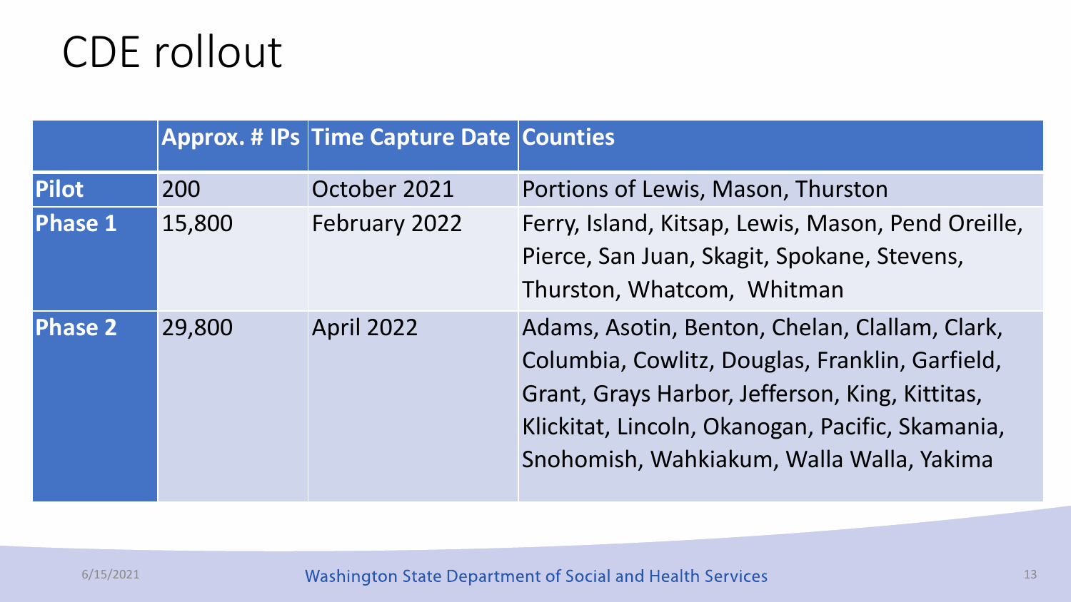# CDE rollout

| | Approx. # IPs | Time Capture Date | Counties |
|---|---|---|---|
| **Pilot** | 200 | October 2021 | Portions of Lewis, Mason, Thurston |
| **Phase 1** | 15,800 | February 2022 | Ferry, Island, Kitsap, Lewis, Mason, Pend Oreille, Pierce, San Juan, Skagit, Spokane, Stevens, Thurston, Whatcom, Whitman |
| **Phase 2** | 29,800 | April 2022 | Adams, Asotin, Benton, Chelan, Clallam, Clark, Columbia, Cowlitz, Douglas, Franklin, Garfield, Grant, Grays Harbor, Jefferson, King, Kittitas, Klickitat, Lincoln, Okanogan, Pacific, Skamania, Snohomish, Wahkiakum, Walla Walla, Yakima |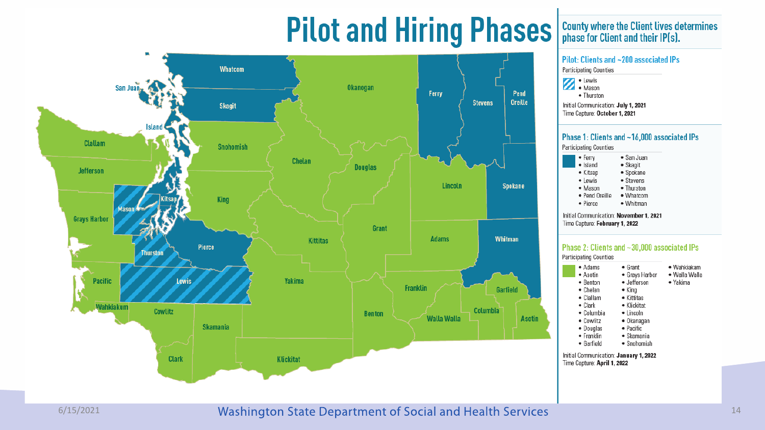# Pilot and Hiring Phases

## County where the Client lives determines phase for Client and their IP(s).

### Pilot: Clients and ~200 associated IPs

Participating Counties

- Lewis
- Mason
- Thurston

Initial Communication: **July 1, 2021**
Time Capture: **October 1, 2021**

### Phase 1: Clients and ~16,000 associated IPs

Participating Counties

- Ferry
- Island
- Kitsap
- Lewis
- Mason
- Pend Oreille
- Pierce
- San Juan
- Skagit
- Spokane
- Stevens
- Thurston
- Whatcom
- Whitman

Initial Communication: **November 1, 2021**
Time Capture: **February 1, 2022**

### Phase 2: Clients and ~30,000 associated IPs

Participating Counties

- Adams
- Asotin
- Benton
- Chelan
- Clallam
- Clark
- Columbia
- Cowlitz
- Douglas
- Franklin
- Garfield
- Grant
- Grays Harbor
- Jefferson
- King
- Kittitas
- Klickitat
- Lincoln
- Okanagan
- Pacific
- Skamania
- Snohomish
- Wahkiakam
- Walla Walla
- Yakima

Initial Communication: **January 1, 2022**
Time Capture: **April 1, 2022**

6/15/2021

Washington State Department of Social and Health Services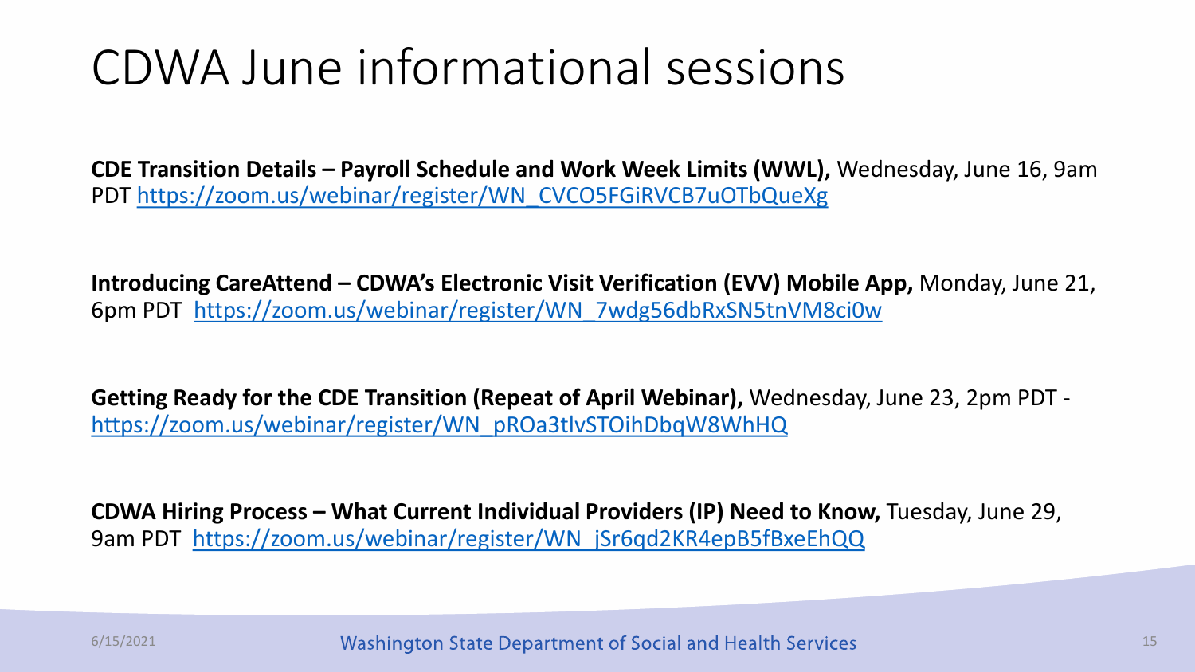# CDWA June informational sessions

**CDE Transition Details – Payroll Schedule and Work Week Limits (WWL),** Wednesday, June 16, 9am PDT https://zoom.us/webinar/register/WN_CVCO5FGiRVCB7uOTbQueXg

**Introducing CareAttend – CDWA's Electronic Visit Verification (EVV) Mobile App,** Monday, June 21, 6pm PDT https://zoom.us/webinar/register/WN_7wdg56dbRxSN5tnVM8ci0w

**Getting Ready for the CDE Transition (Repeat of April Webinar),** Wednesday, June 23, 2pm PDT - https://zoom.us/webinar/register/WN_pROa3tlvSTOihDbqW8WhHQ

**CDWA Hiring Process – What Current Individual Providers (IP) Need to Know,** Tuesday, June 29, 9am PDT https://zoom.us/webinar/register/WN_jSr6qd2KR4epB5fBxeEhQQ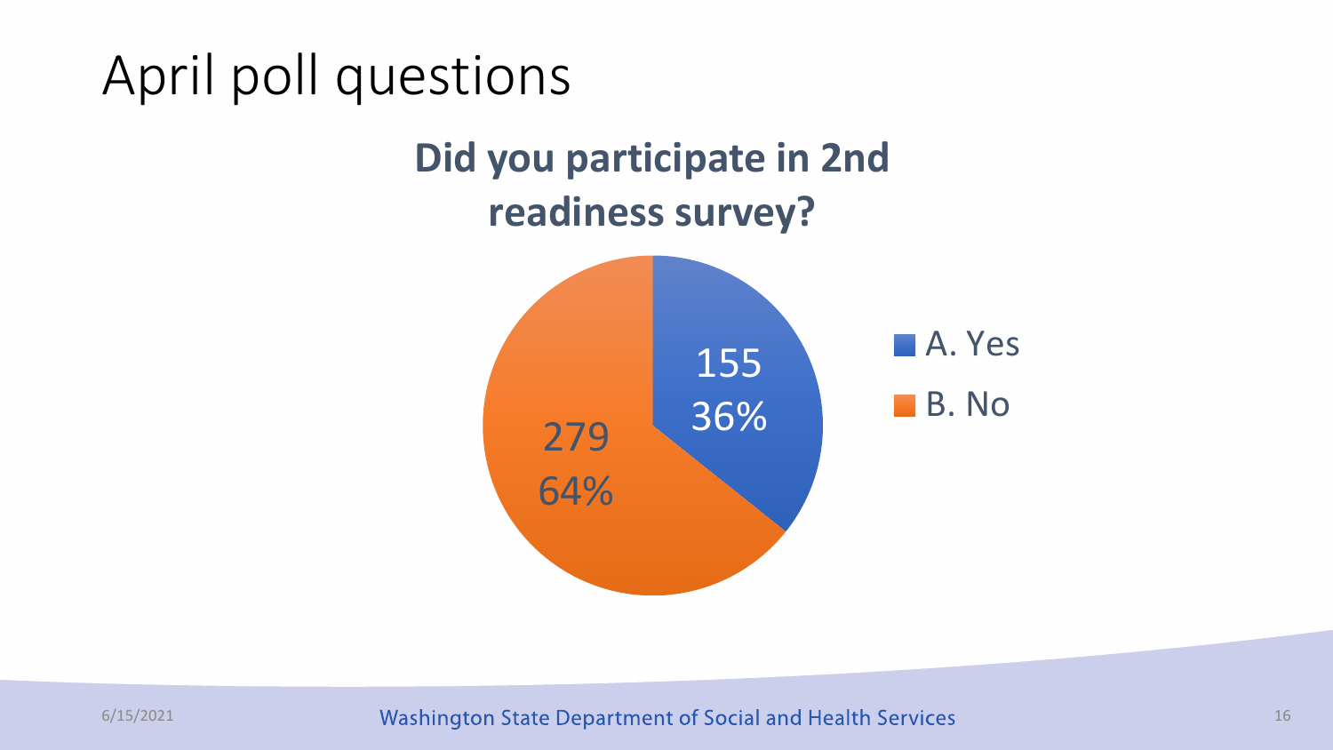# April poll questions

## Did you participate in 2nd readiness survey?

| Response | Count | Percent |
|---|---|---|
| A. Yes | 155 | 36% |
| B. No | 279 | 64% |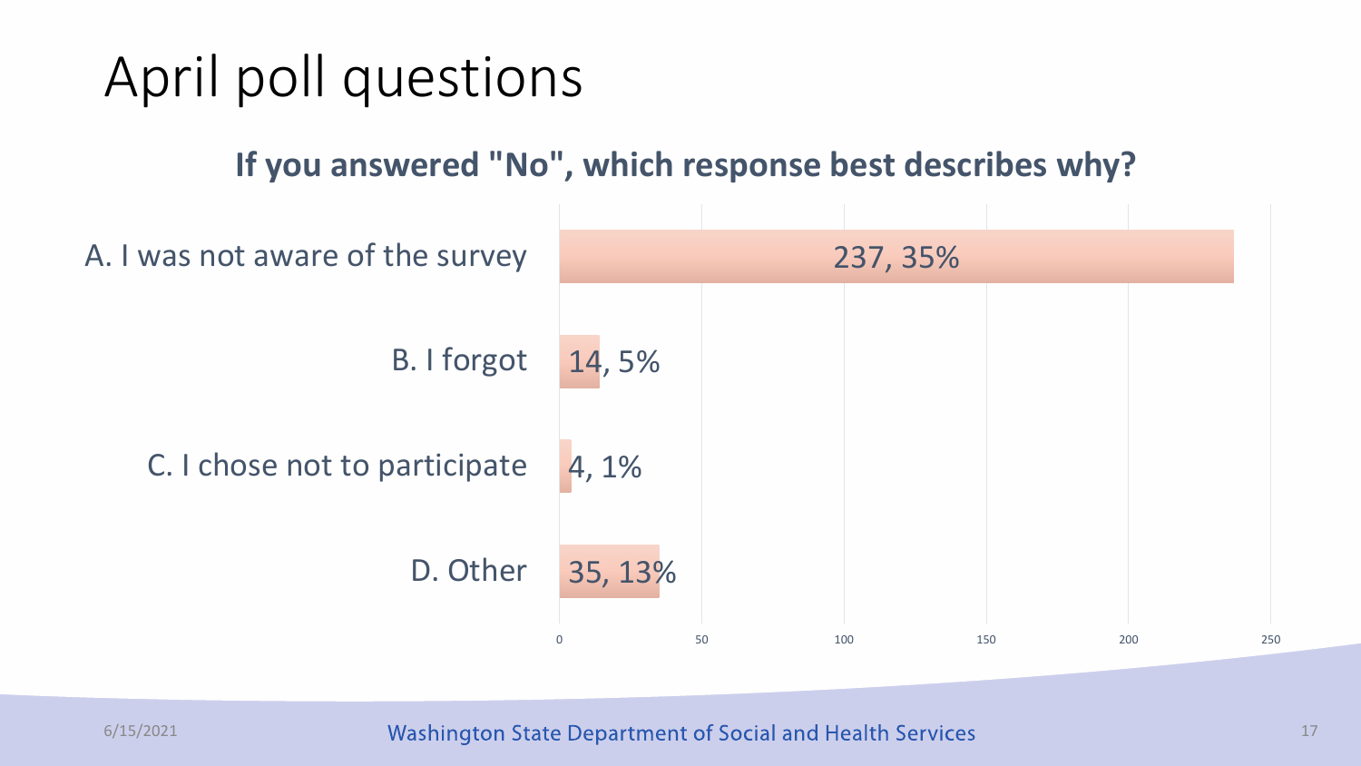# April poll questions

**If you answered "No", which response best describes why?**

| Response | Count, Percent |
| --- | --- |
| A. I was not aware of the survey | 237, 35% |
| B. I forgot | 14, 5% |
| C. I chose not to participate | 4, 1% |
| D. Other | 35, 13% |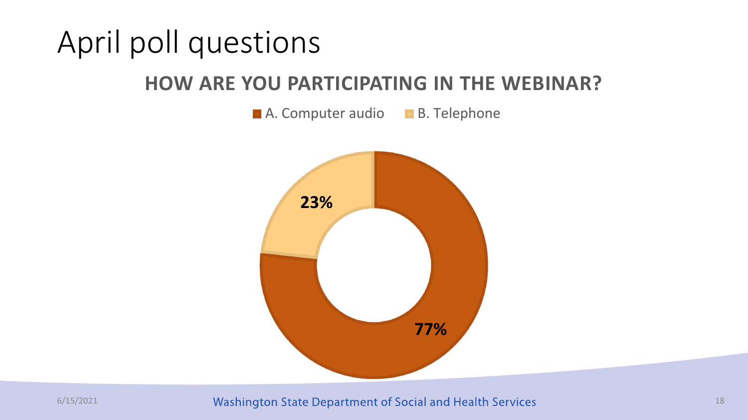# April poll questions

## HOW ARE YOU PARTICIPATING IN THE WEBINAR?

| Response | Percentage |
| --- | --- |
| A. Computer audio | 77% |
| B. Telephone | 23% |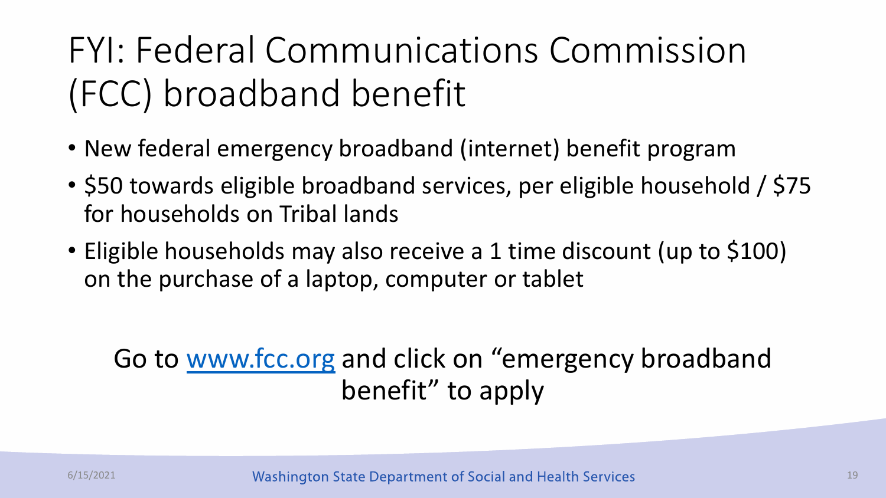# FYI: Federal Communications Commission (FCC) broadband benefit

- New federal emergency broadband (internet) benefit program
- $50 towards eligible broadband services, per eligible household / $75 for households on Tribal lands
- Eligible households may also receive a 1 time discount (up to $100) on the purchase of a laptop, computer or tablet

Go to [www.fcc.org](http://www.fcc.org) and click on “emergency broadband benefit” to apply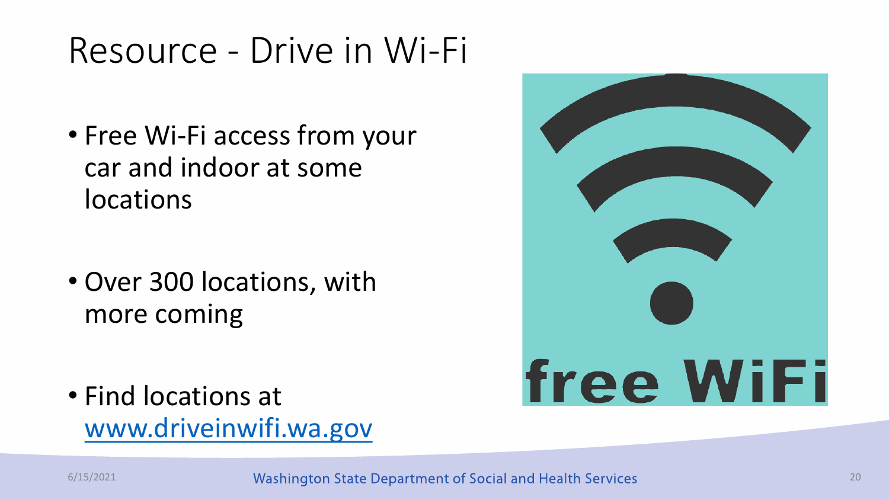# Resource - Drive in Wi-Fi

- Free Wi-Fi access from your car and indoor at some locations
- Over 300 locations, with more coming
- Find locations at www.driveinwifi.wa.gov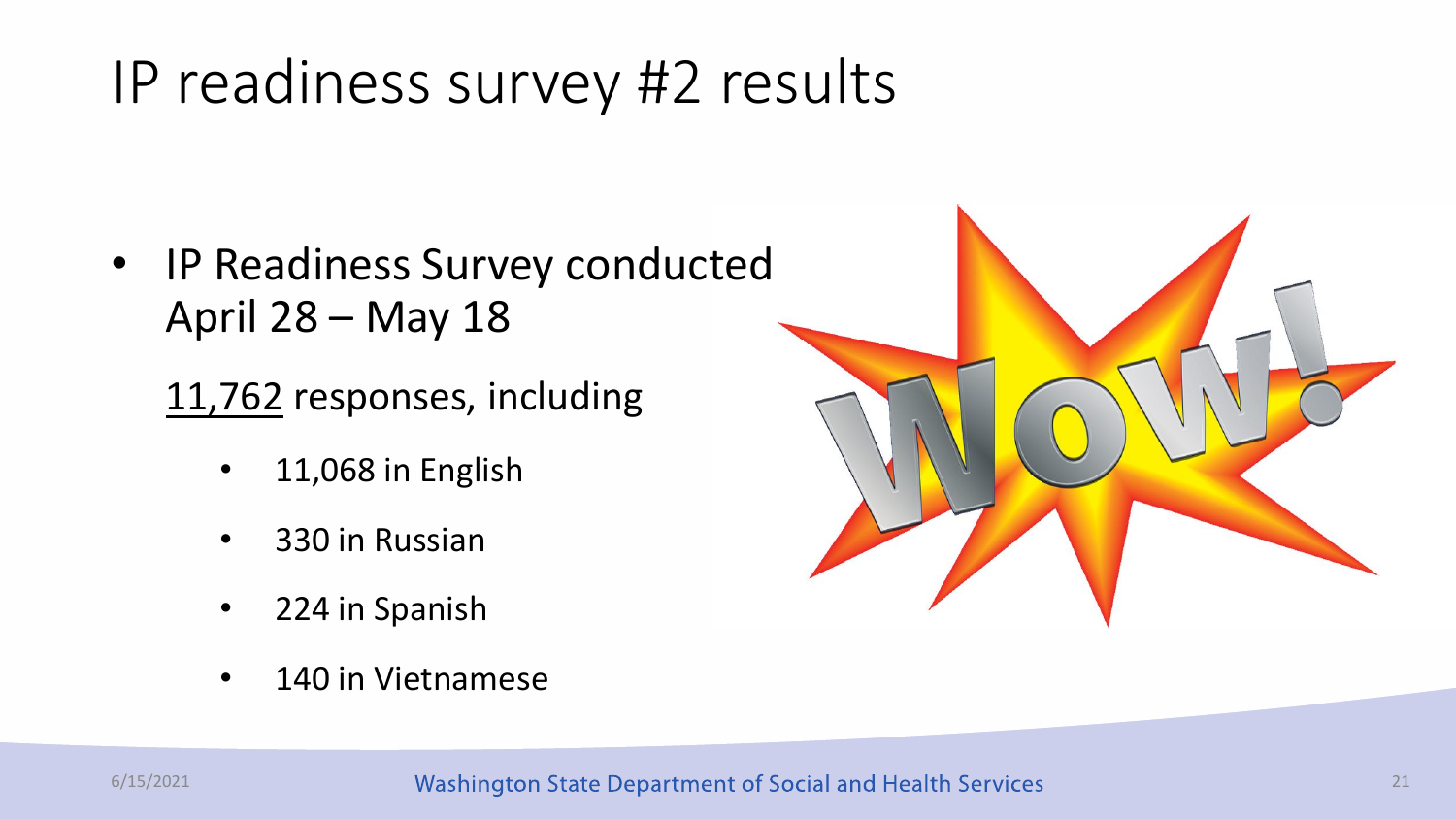# IP readiness survey #2 results

- IP Readiness Survey conducted April 28 – May 18

  11,762 responses, including

  - 11,068 in English
  - 330 in Russian
  - 224 in Spanish
  - 140 in Vietnamese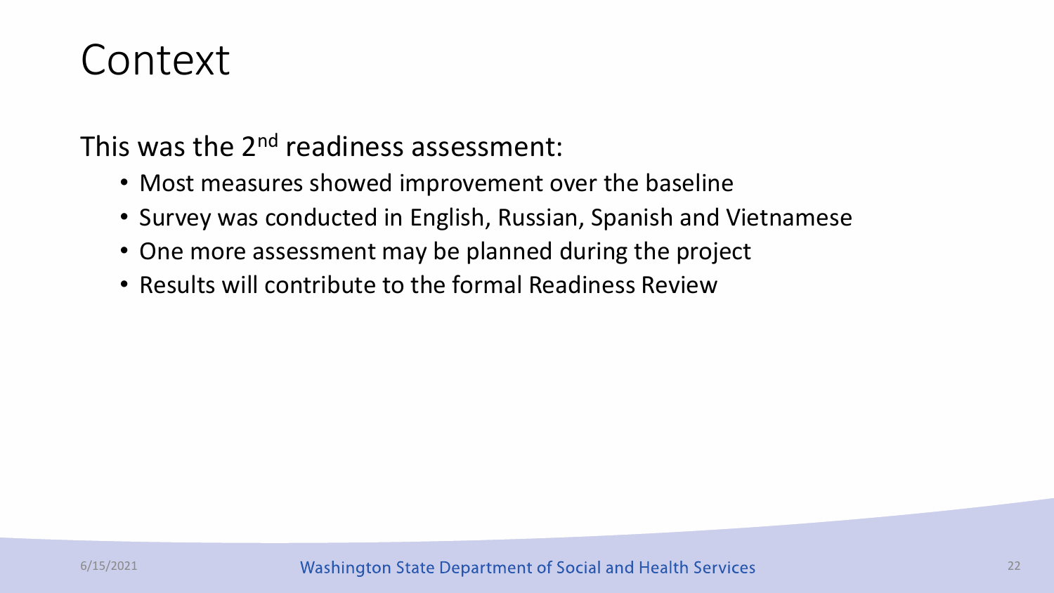# Context

This was the 2nd readiness assessment:

- Most measures showed improvement over the baseline
- Survey was conducted in English, Russian, Spanish and Vietnamese
- One more assessment may be planned during the project
- Results will contribute to the formal Readiness Review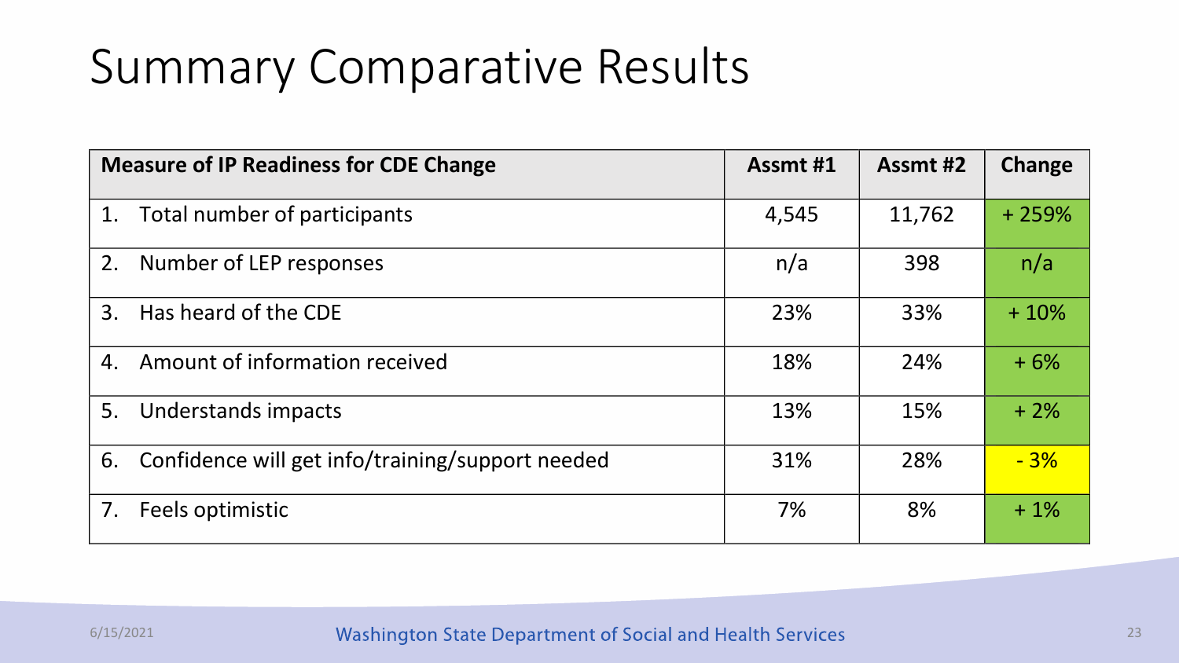# Summary Comparative Results

| Measure of IP Readiness for CDE Change | Assmt #1 | Assmt #2 | Change |
|---|---|---|---|
| 1. Total number of participants | 4,545 | 11,762 | + 259% |
| 2. Number of LEP responses | n/a | 398 | n/a |
| 3. Has heard of the CDE | 23% | 33% | + 10% |
| 4. Amount of information received | 18% | 24% | + 6% |
| 5. Understands impacts | 13% | 15% | + 2% |
| 6. Confidence will get info/training/support needed | 31% | 28% | - 3% |
| 7. Feels optimistic | 7% | 8% | + 1% |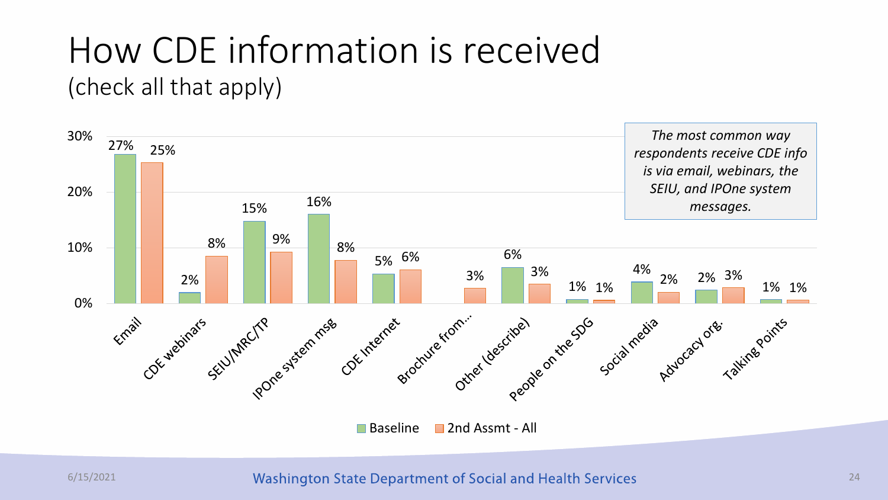# How CDE information is received

(check all that apply)

| Category | Baseline | 2nd Assmt - All |
|---|---|---|
| Email | 27% | 25% |
| CDE webinars | 2% | 8% |
| SEIU/MRC/TP | 15% | 9% |
| IPOne system msg | 16% | 8% |
| CDE Internet | 5% | 6% |
| Brochure from… | | 3% |
| Other (describe) | 6% | 3% |
| People on the SDG | 1% | 1% |
| Social media | 4% | 2% |
| Advocacy org. | 2% | 3% |
| Talking Points | 1% | 1% |

*The most common way respondents receive CDE info is via email, webinars, the SEIU, and IPOne system messages.*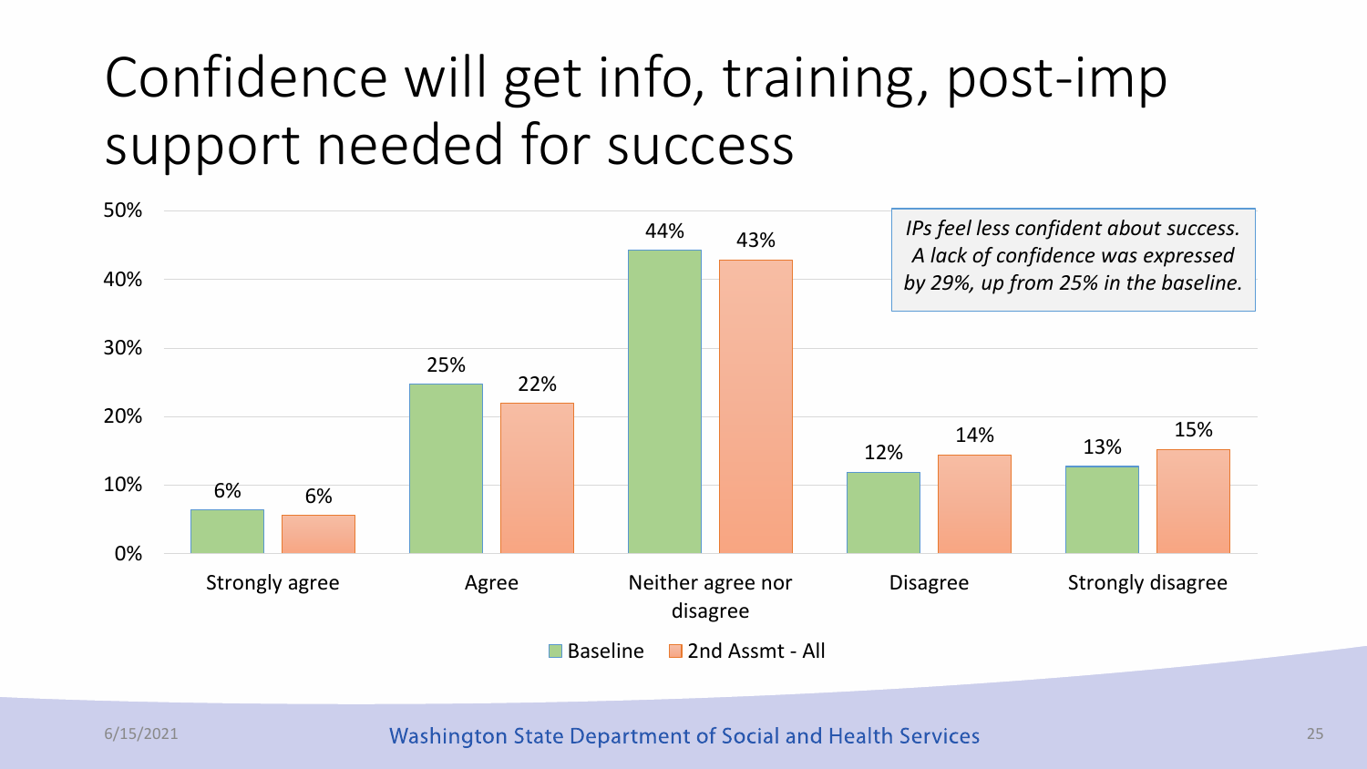# Confidence will get info, training, post-imp support needed for success

| | Baseline | 2nd Assmt - All |
|---|---|---|
| Strongly agree | 6% | 6% |
| Agree | 25% | 22% |
| Neither agree nor disagree | 44% | 43% |
| Disagree | 12% | 14% |
| Strongly disagree | 13% | 15% |

*IPs feel less confident about success. A lack of confidence was expressed by 29%, up from 25% in the baseline.*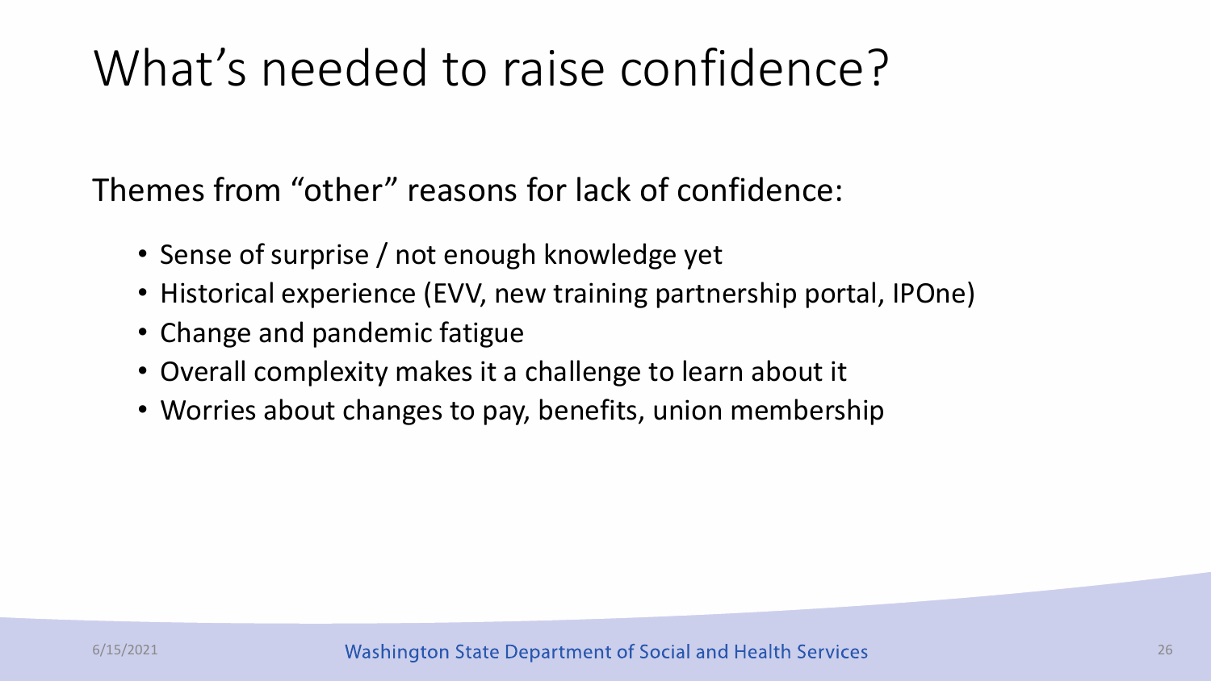# What's needed to raise confidence?

Themes from "other" reasons for lack of confidence:

- Sense of surprise / not enough knowledge yet
- Historical experience (EVV, new training partnership portal, IPOne)
- Change and pandemic fatigue
- Overall complexity makes it a challenge to learn about it
- Worries about changes to pay, benefits, union membership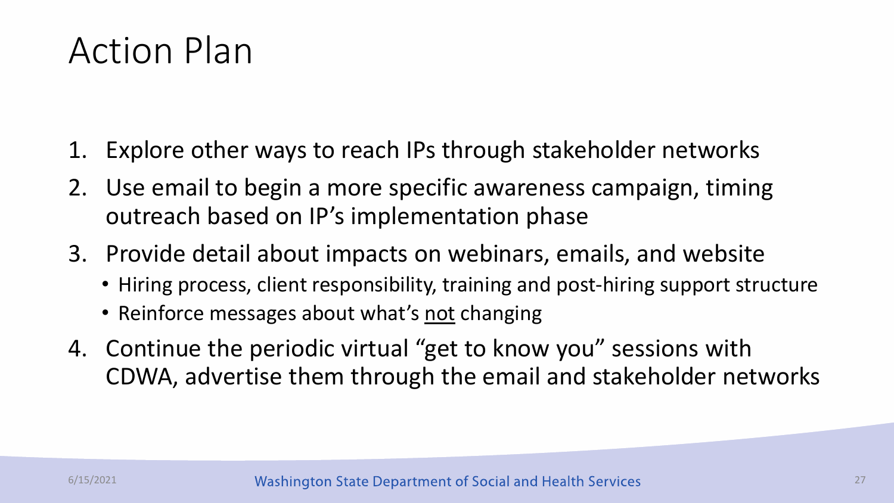# Action Plan

1. Explore other ways to reach IPs through stakeholder networks
2. Use email to begin a more specific awareness campaign, timing outreach based on IP's implementation phase
3. Provide detail about impacts on webinars, emails, and website
   - Hiring process, client responsibility, training and post-hiring support structure
   - Reinforce messages about what's <u>not</u> changing
4. Continue the periodic virtual "get to know you" sessions with CDWA, advertise them through the email and stakeholder networks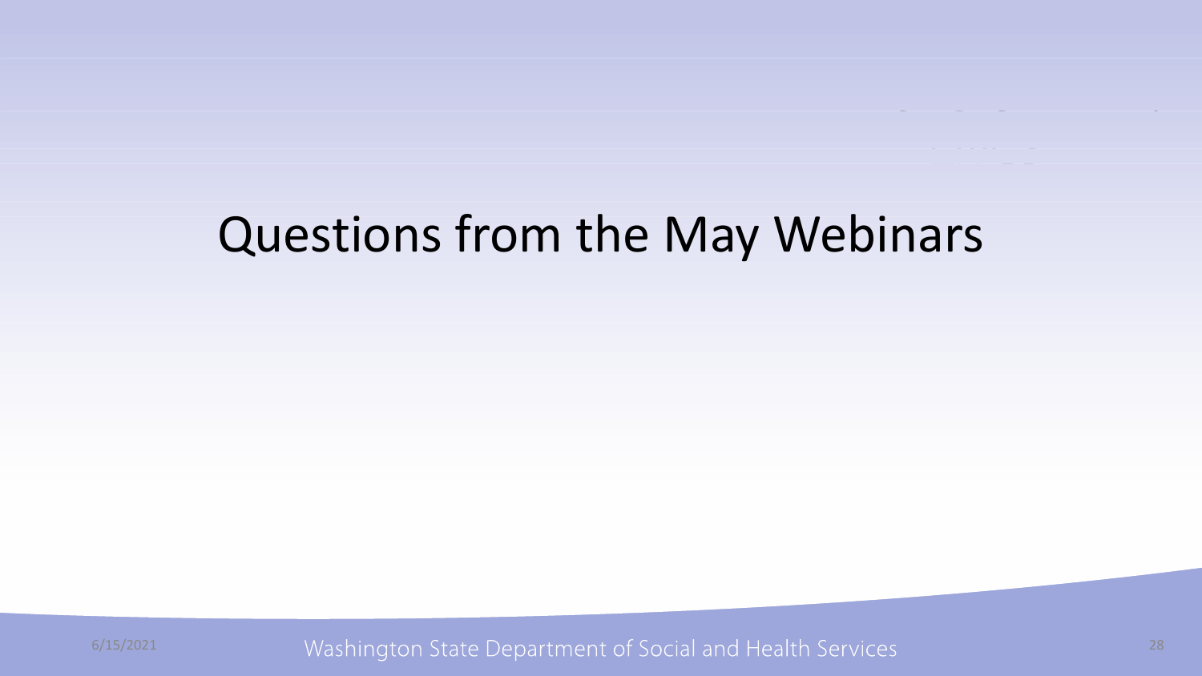# Questions from the May Webinars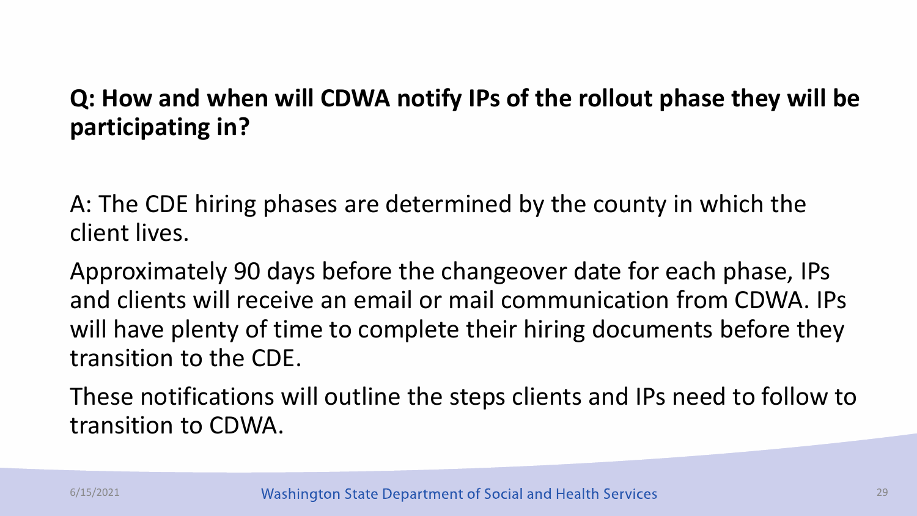**Q: How and when will CDWA notify IPs of the rollout phase they will be participating in?**

A: The CDE hiring phases are determined by the county in which the client lives.

Approximately 90 days before the changeover date for each phase, IPs and clients will receive an email or mail communication from CDWA. IPs will have plenty of time to complete their hiring documents before they transition to the CDE.

These notifications will outline the steps clients and IPs need to follow to transition to CDWA.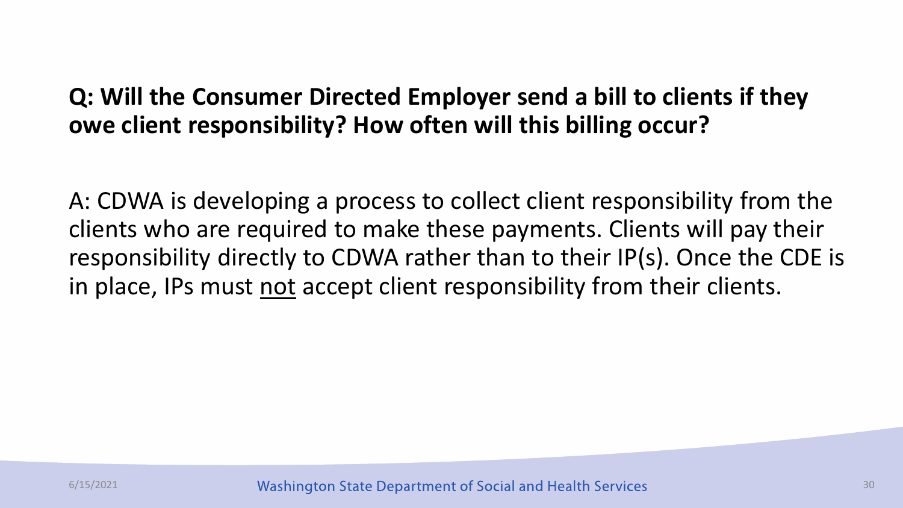**Q: Will the Consumer Directed Employer send a bill to clients if they owe client responsibility? How often will this billing occur?**

A: CDWA is developing a process to collect client responsibility from the clients who are required to make these payments. Clients will pay their responsibility directly to CDWA rather than to their IP(s). Once the CDE is in place, IPs must <u>not</u> accept client responsibility from their clients.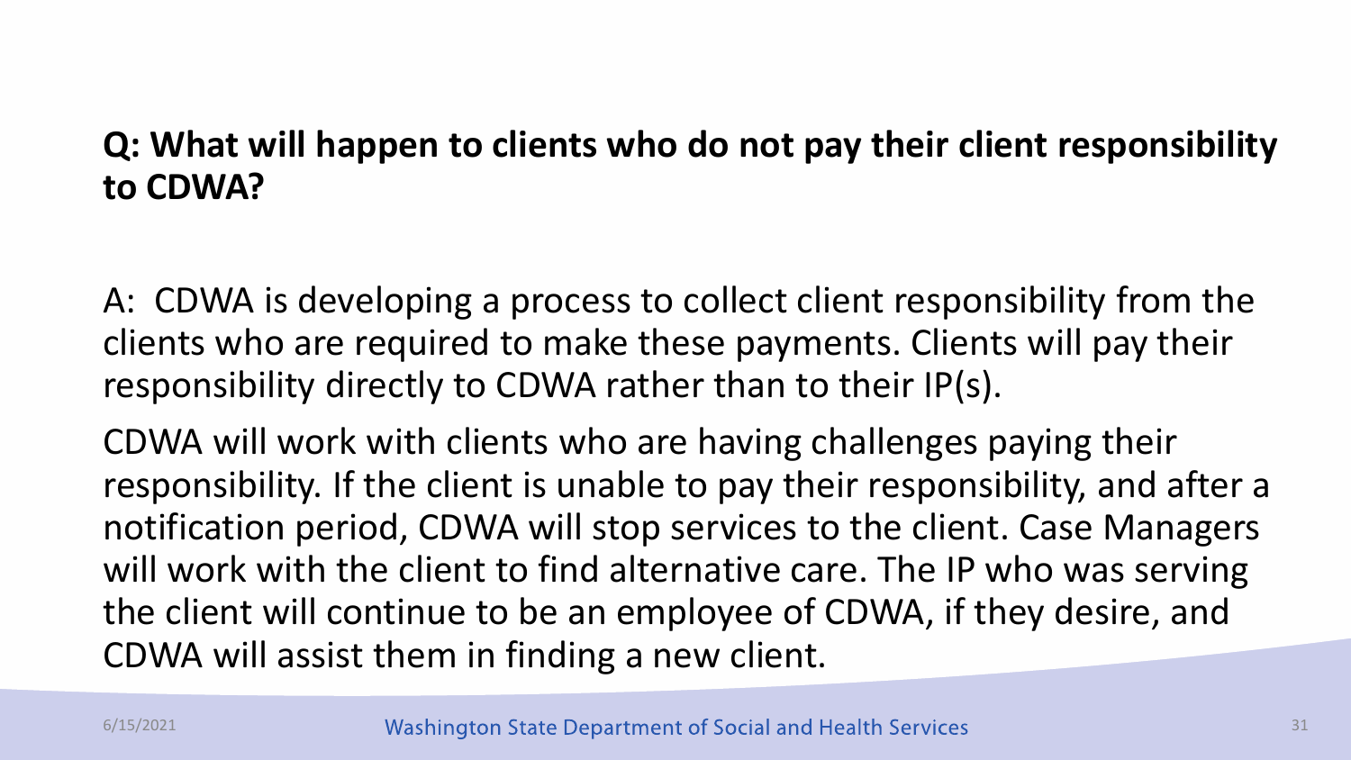**Q: What will happen to clients who do not pay their client responsibility to CDWA?**

A: CDWA is developing a process to collect client responsibility from the clients who are required to make these payments. Clients will pay their responsibility directly to CDWA rather than to their IP(s).

CDWA will work with clients who are having challenges paying their responsibility. If the client is unable to pay their responsibility, and after a notification period, CDWA will stop services to the client. Case Managers will work with the client to find alternative care. The IP who was serving the client will continue to be an employee of CDWA, if they desire, and CDWA will assist them in finding a new client.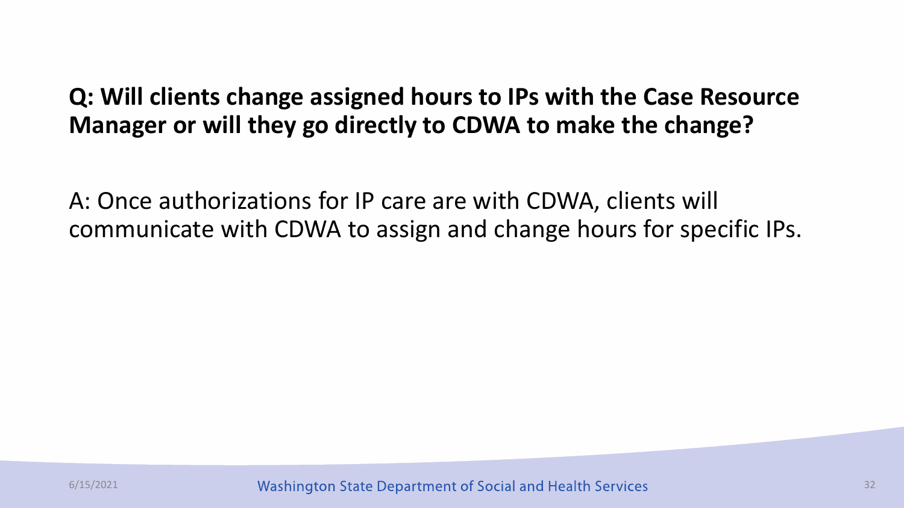**Q: Will clients change assigned hours to IPs with the Case Resource Manager or will they go directly to CDWA to make the change?**

A: Once authorizations for IP care are with CDWA, clients will communicate with CDWA to assign and change hours for specific IPs.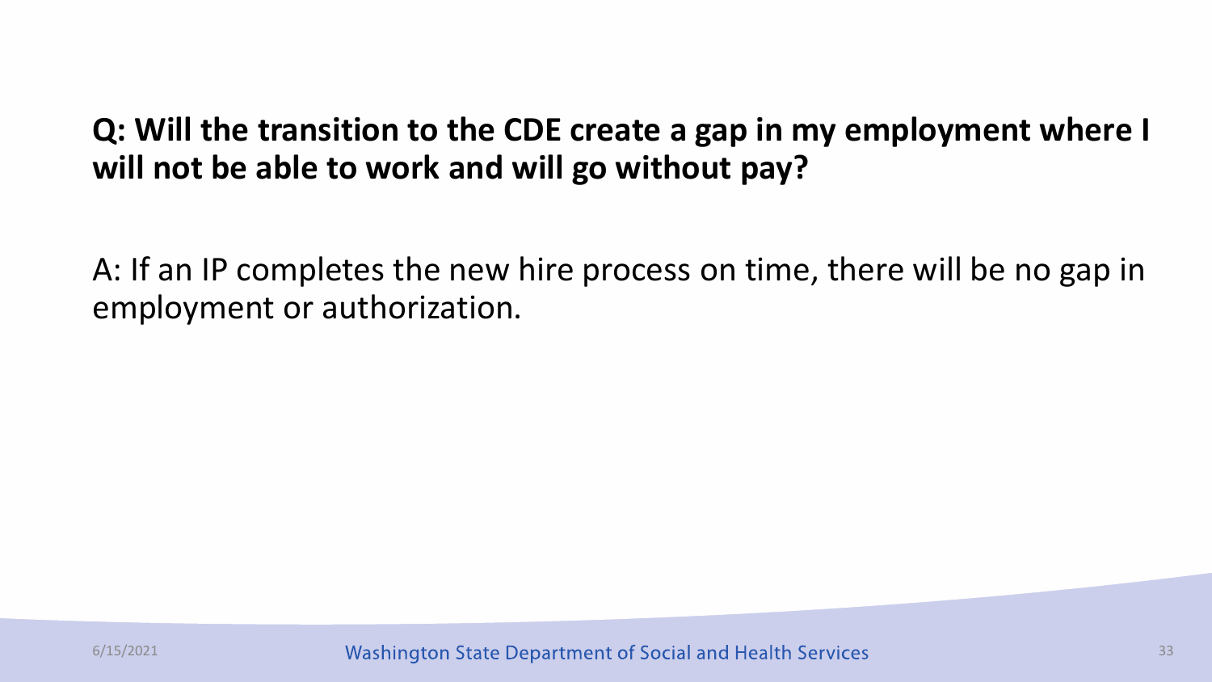**Q: Will the transition to the CDE create a gap in my employment where I will not be able to work and will go without pay?**

A: If an IP completes the new hire process on time, there will be no gap in employment or authorization.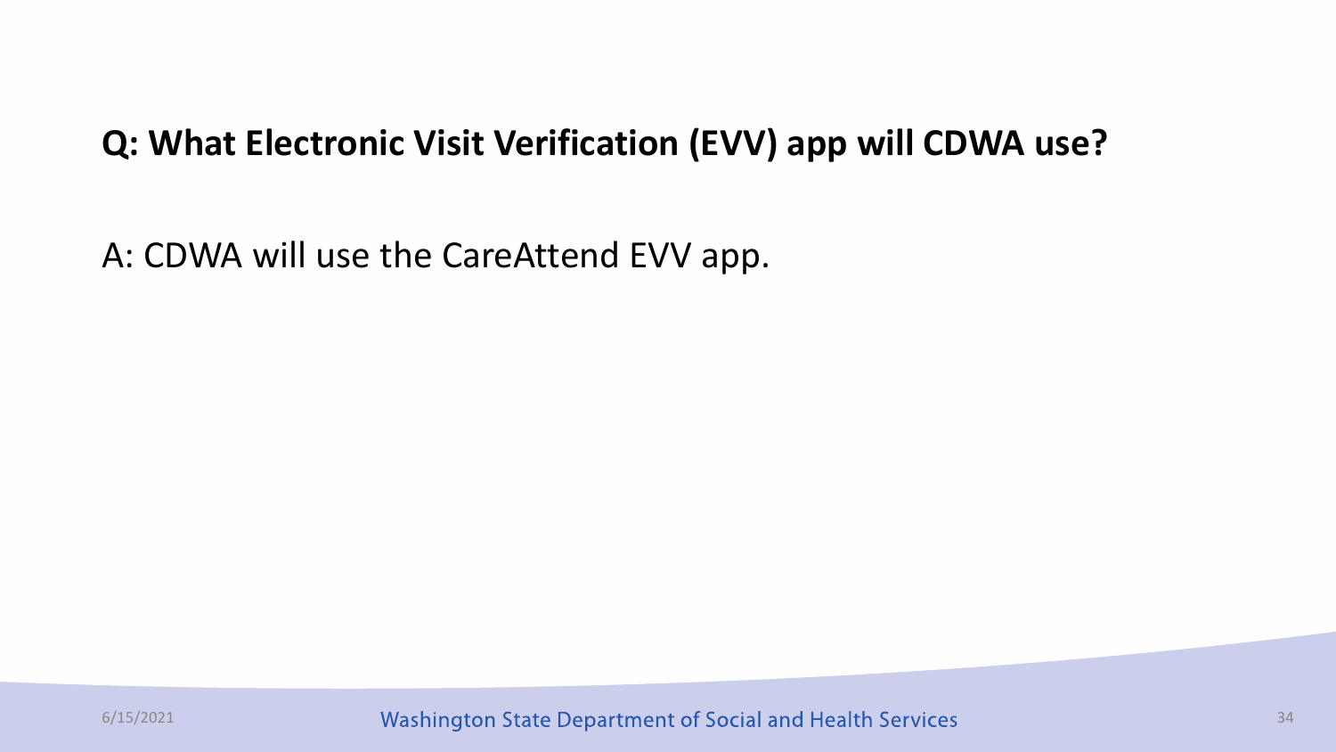**Q: What Electronic Visit Verification (EVV) app will CDWA use?**

A: CDWA will use the CareAttend EVV app.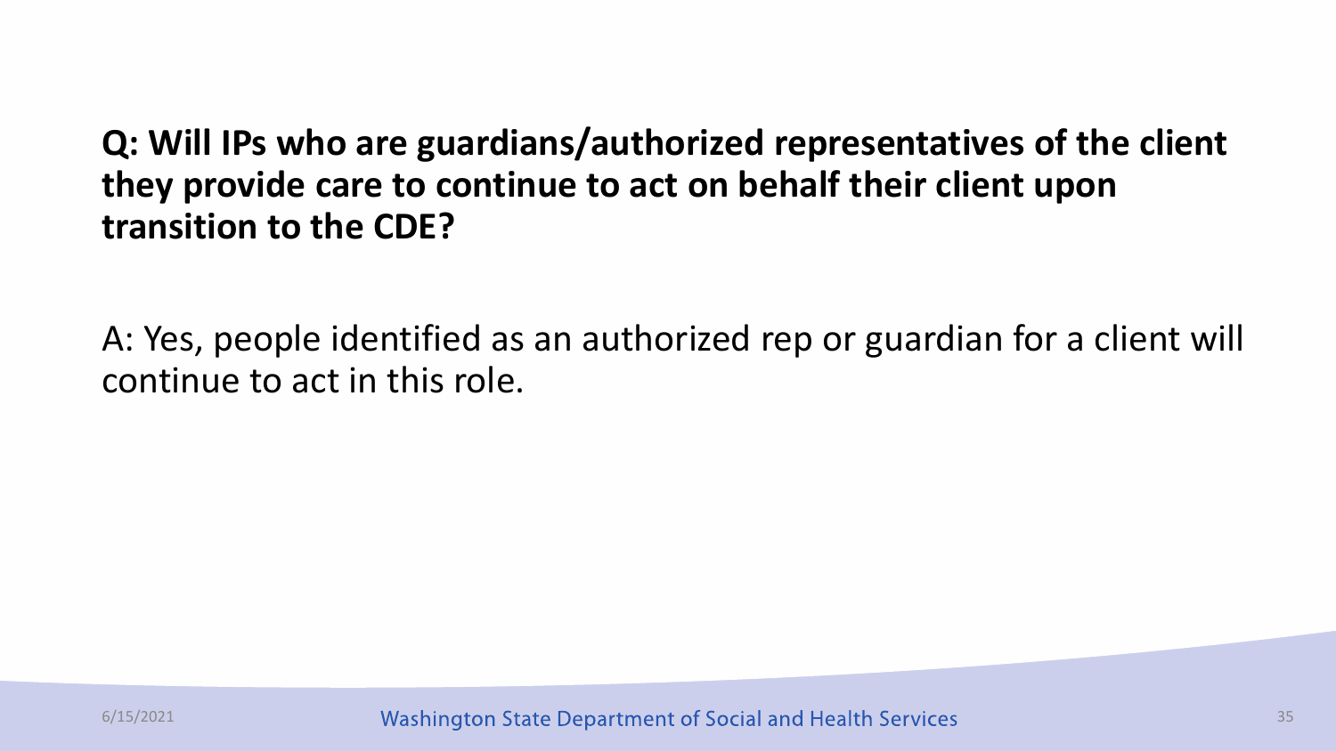**Q: Will IPs who are guardians/authorized representatives of the client they provide care to continue to act on behalf their client upon transition to the CDE?**

A: Yes, people identified as an authorized rep or guardian for a client will continue to act in this role.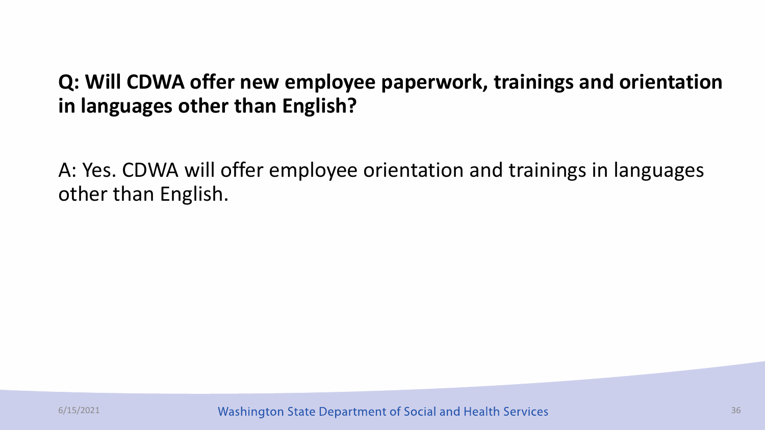**Q: Will CDWA offer new employee paperwork, trainings and orientation in languages other than English?**

A: Yes. CDWA will offer employee orientation and trainings in languages other than English.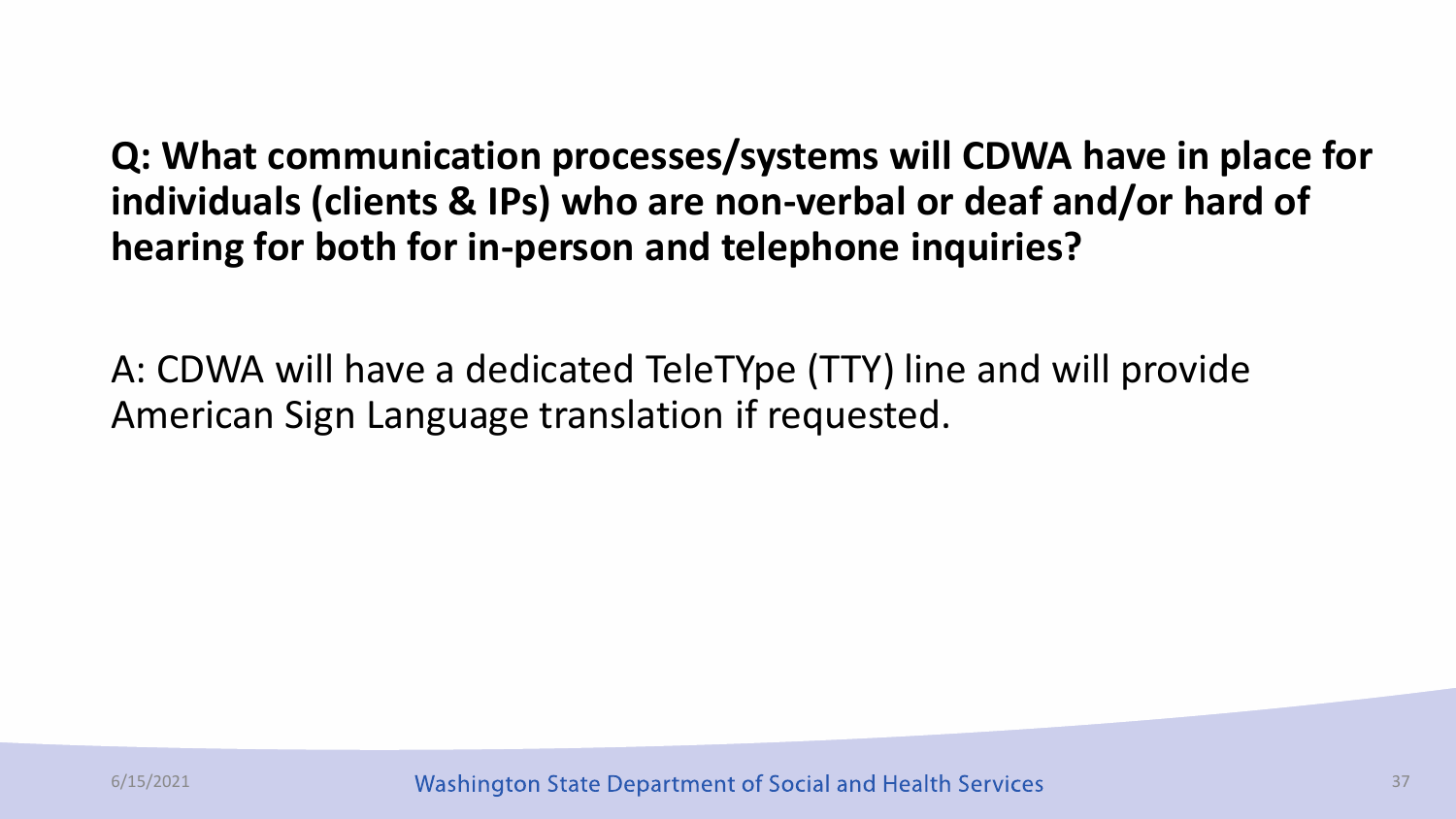**Q: What communication processes/systems will CDWA have in place for individuals (clients & IPs) who are non-verbal or deaf and/or hard of hearing for both for in-person and telephone inquiries?**

A: CDWA will have a dedicated TeleTYpe (TTY) line and will provide American Sign Language translation if requested.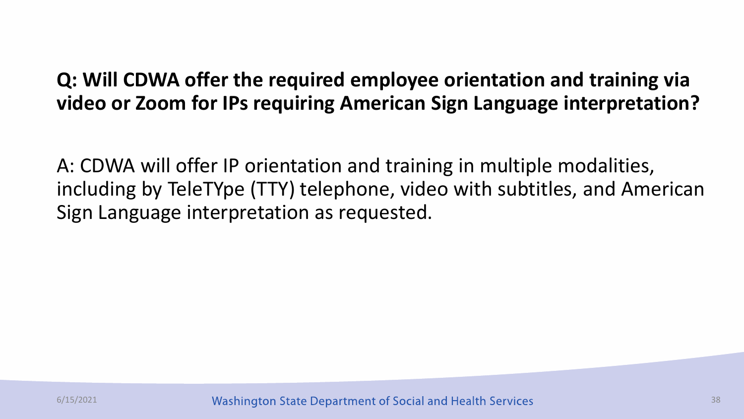**Q: Will CDWA offer the required employee orientation and training via video or Zoom for IPs requiring American Sign Language interpretation?**

A: CDWA will offer IP orientation and training in multiple modalities, including by TeleTYpe (TTY) telephone, video with subtitles, and American Sign Language interpretation as requested.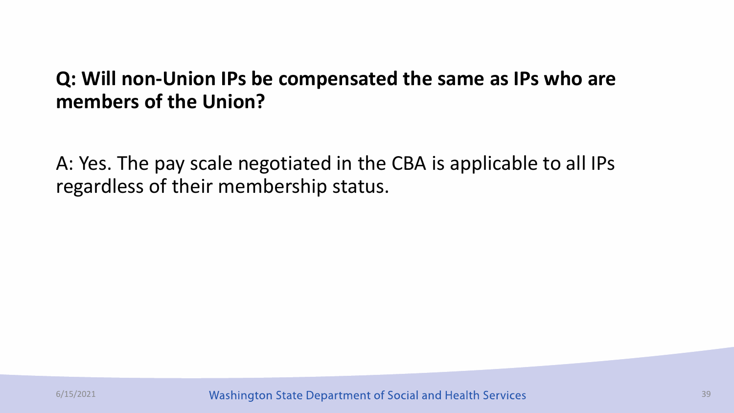**Q: Will non-Union IPs be compensated the same as IPs who are members of the Union?**

A: Yes. The pay scale negotiated in the CBA is applicable to all IPs regardless of their membership status.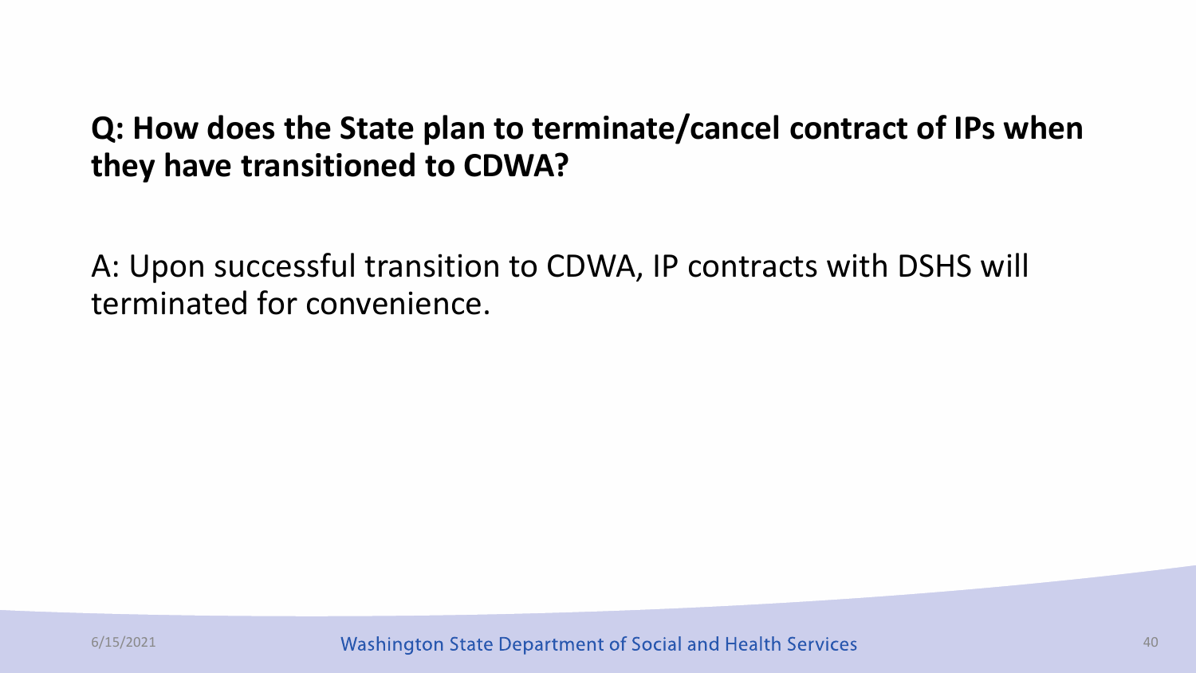**Q: How does the State plan to terminate/cancel contract of IPs when they have transitioned to CDWA?**

A: Upon successful transition to CDWA, IP contracts with DSHS will terminated for convenience.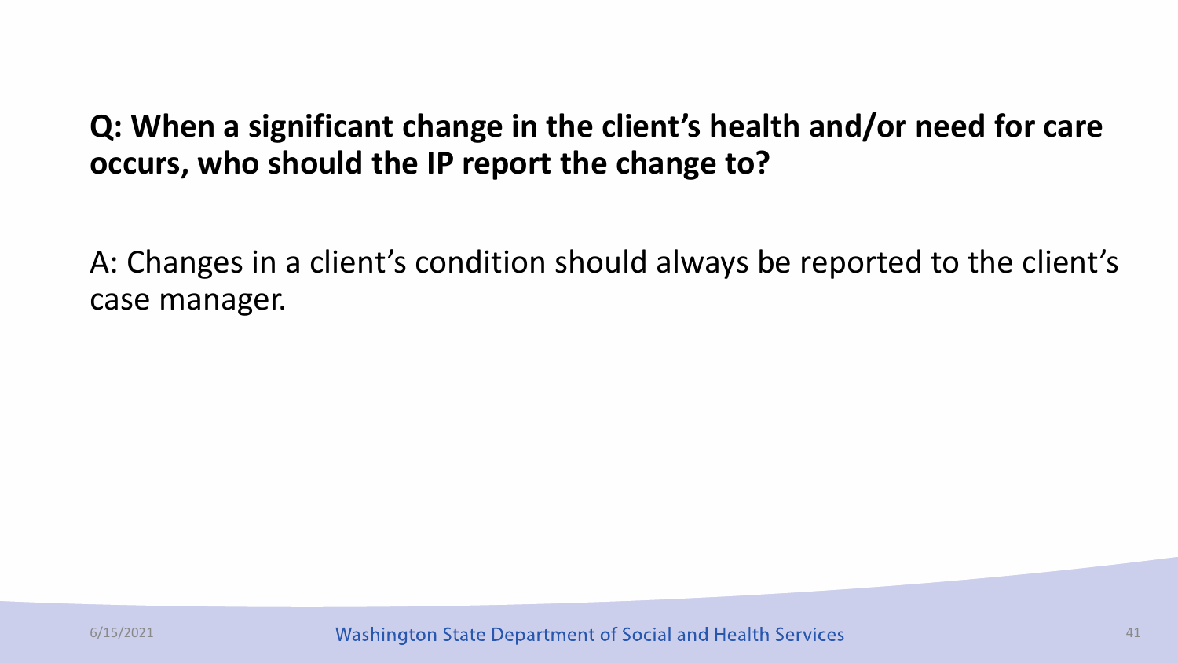**Q: When a significant change in the client's health and/or need for care occurs, who should the IP report the change to?**

A: Changes in a client's condition should always be reported to the client's case manager.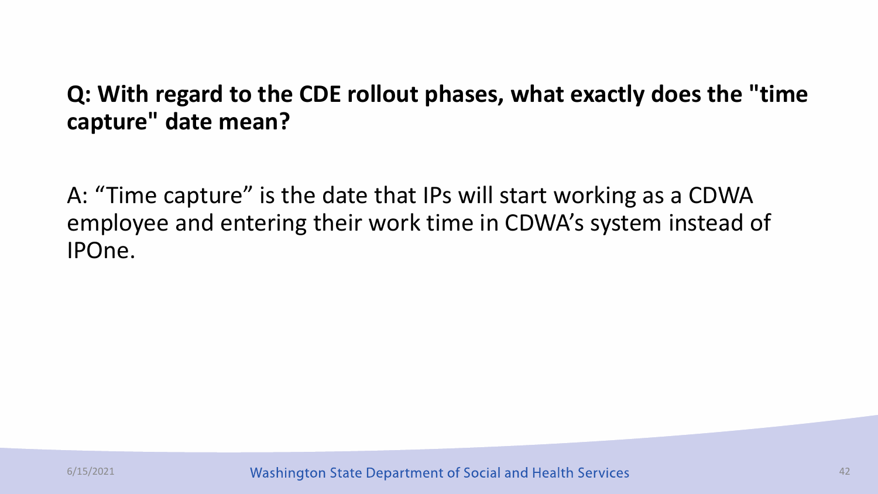**Q: With regard to the CDE rollout phases, what exactly does the "time capture" date mean?**

A: “Time capture” is the date that IPs will start working as a CDWA employee and entering their work time in CDWA’s system instead of IPOne.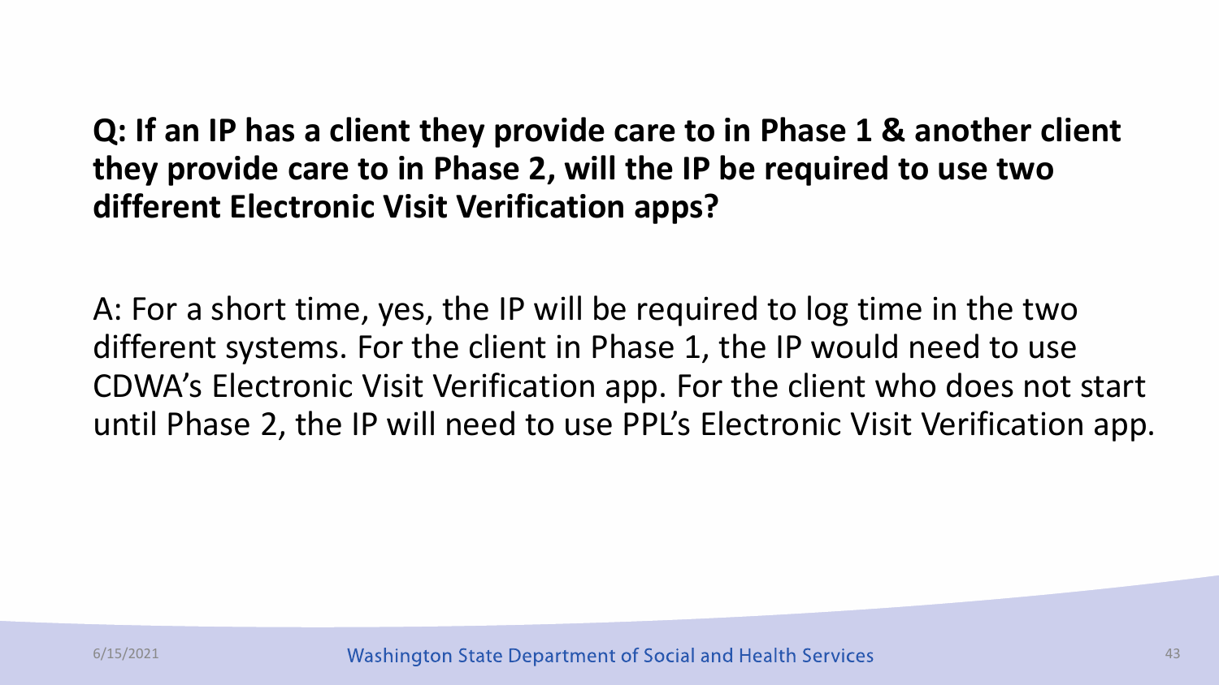**Q: If an IP has a client they provide care to in Phase 1 & another client they provide care to in Phase 2, will the IP be required to use two different Electronic Visit Verification apps?**

A: For a short time, yes, the IP will be required to log time in the two different systems. For the client in Phase 1, the IP would need to use CDWA's Electronic Visit Verification app. For the client who does not start until Phase 2, the IP will need to use PPL's Electronic Visit Verification app.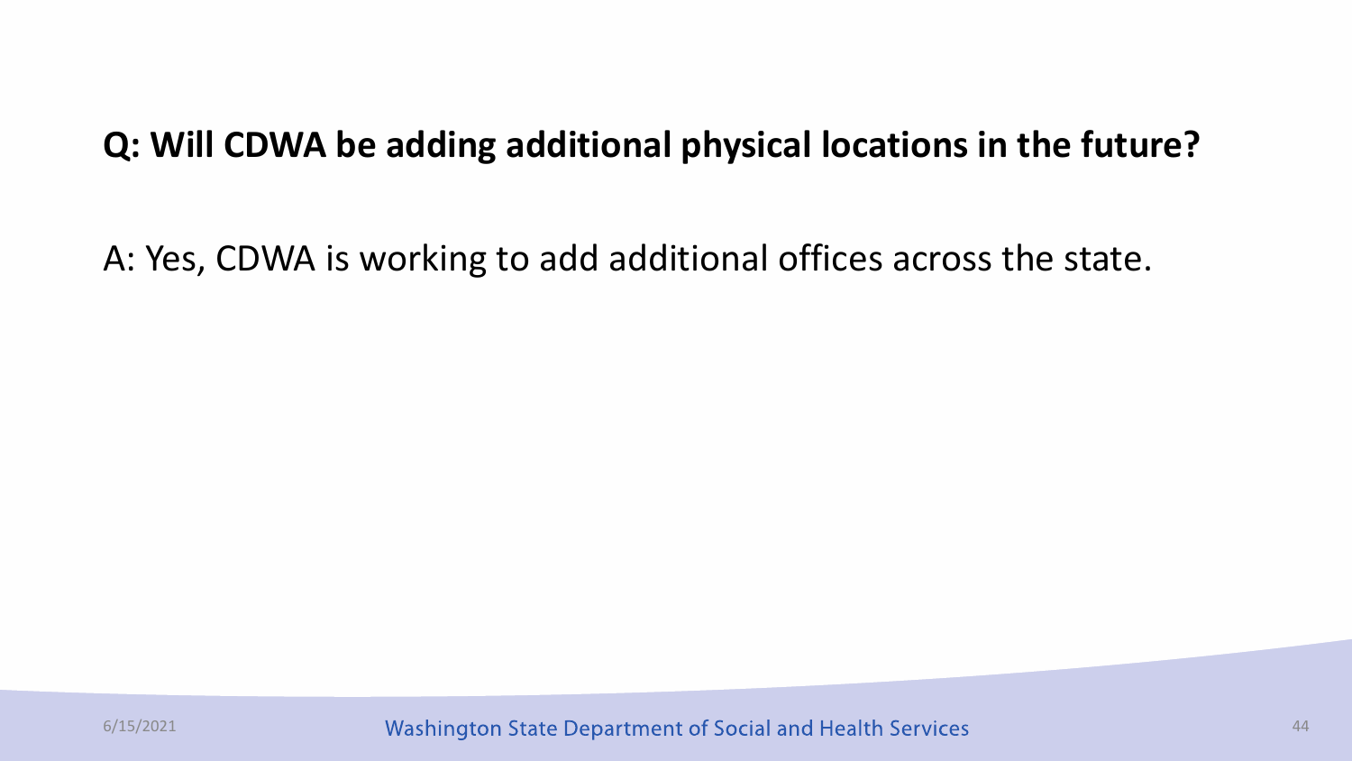**Q: Will CDWA be adding additional physical locations in the future?**

A: Yes, CDWA is working to add additional offices across the state.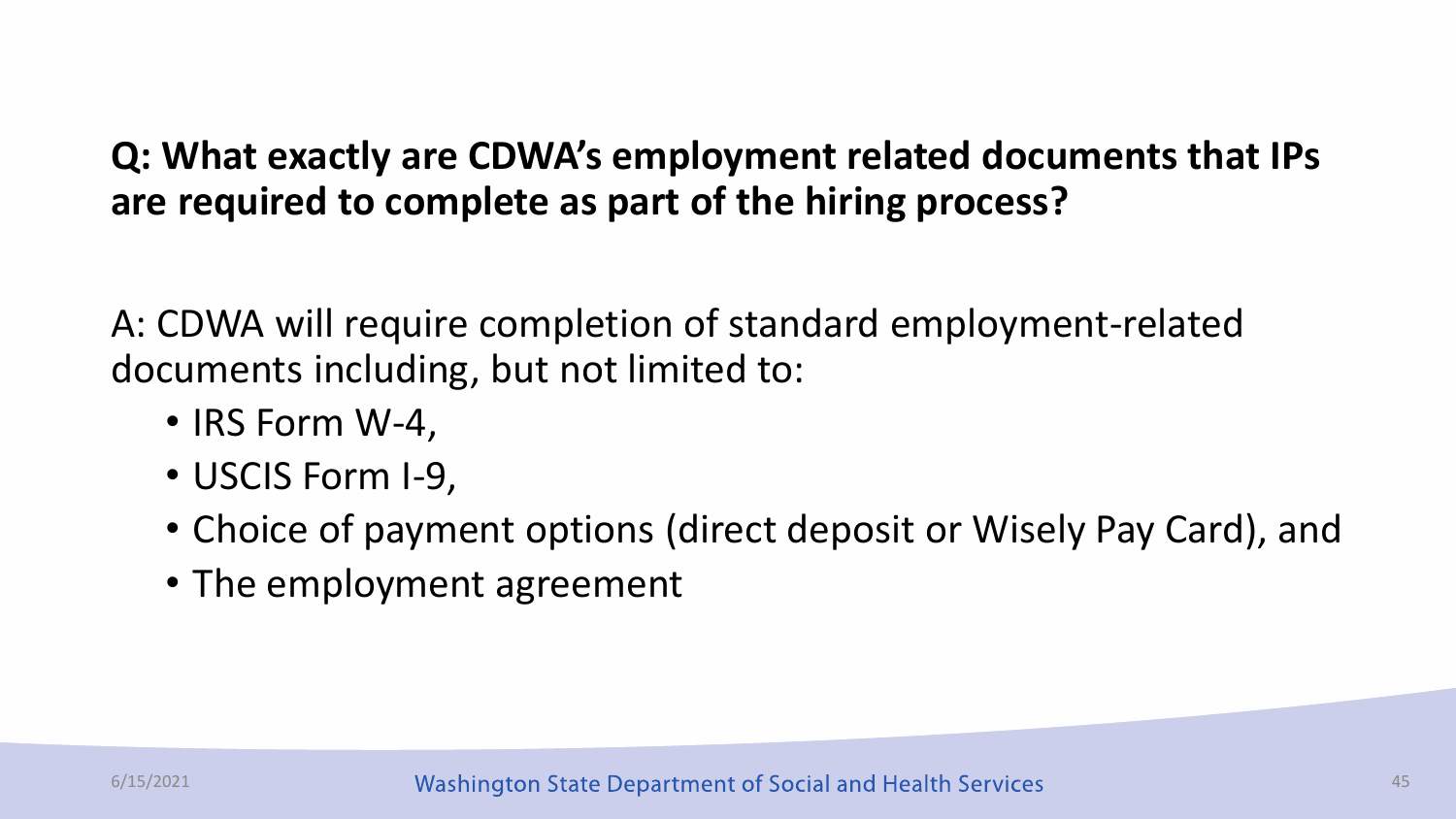**Q: What exactly are CDWA's employment related documents that IPs are required to complete as part of the hiring process?**

A: CDWA will require completion of standard employment-related documents including, but not limited to:

- IRS Form W-4,
- USCIS Form I-9,
- Choice of payment options (direct deposit or Wisely Pay Card), and
- The employment agreement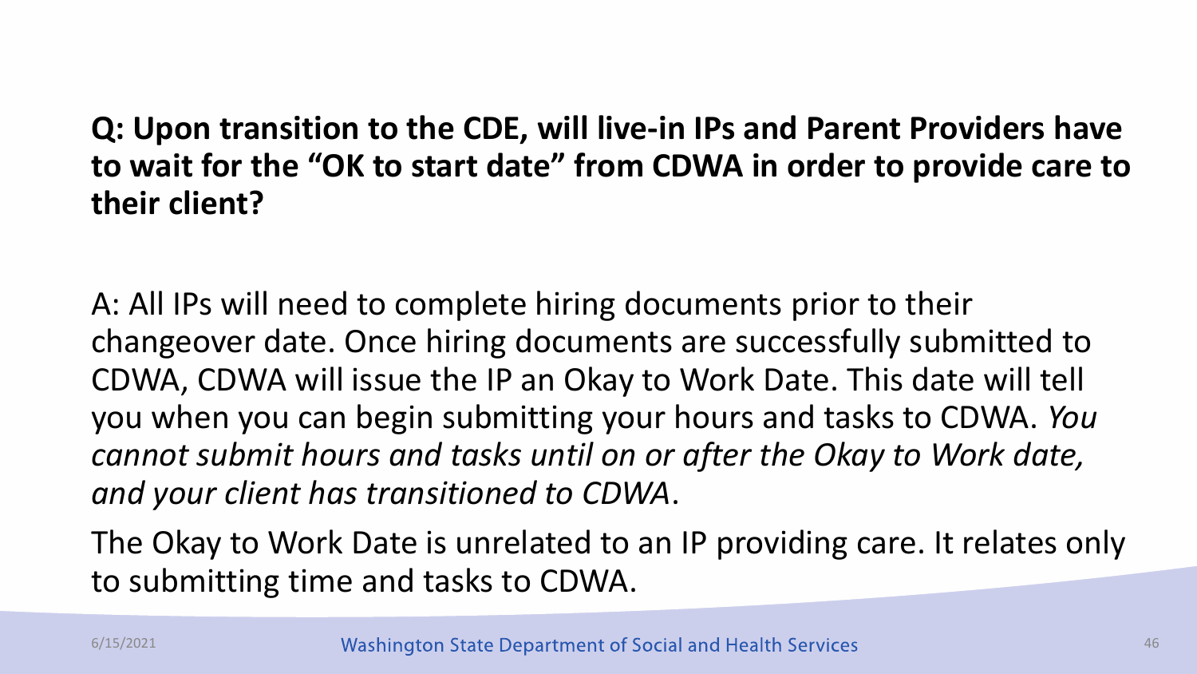**Q: Upon transition to the CDE, will live-in IPs and Parent Providers have to wait for the "OK to start date" from CDWA in order to provide care to their client?**

A: All IPs will need to complete hiring documents prior to their changeover date. Once hiring documents are successfully submitted to CDWA, CDWA will issue the IP an Okay to Work Date. This date will tell you when you can begin submitting your hours and tasks to CDWA. *You cannot submit hours and tasks until on or after the Okay to Work date, and your client has transitioned to CDWA*.

The Okay to Work Date is unrelated to an IP providing care. It relates only to submitting time and tasks to CDWA.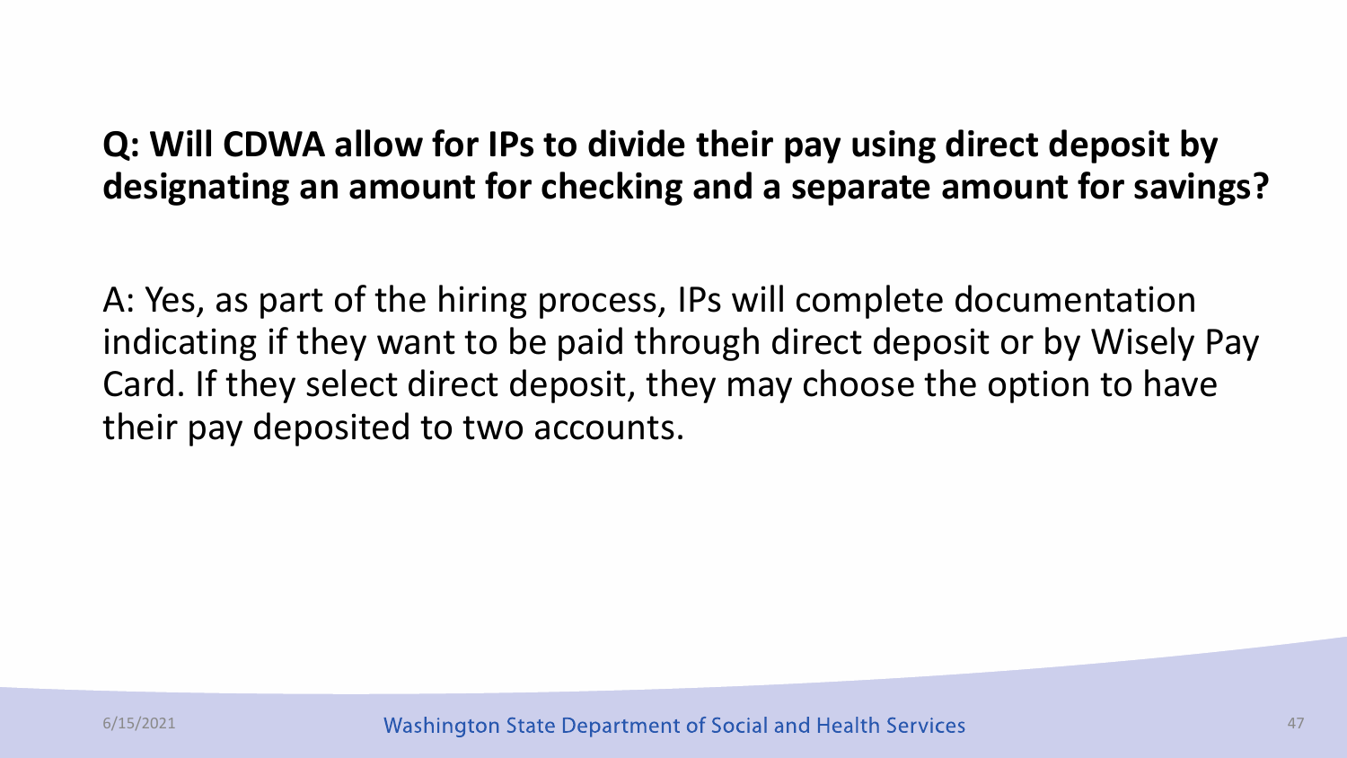**Q: Will CDWA allow for IPs to divide their pay using direct deposit by designating an amount for checking and a separate amount for savings?**

A: Yes, as part of the hiring process, IPs will complete documentation indicating if they want to be paid through direct deposit or by Wisely Pay Card. If they select direct deposit, they may choose the option to have their pay deposited to two accounts.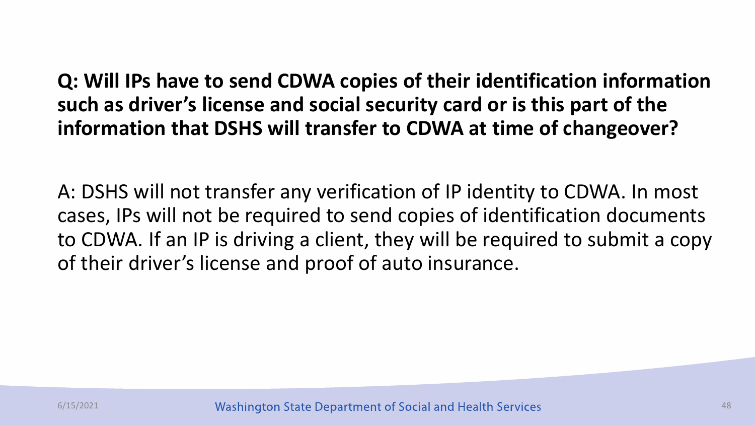**Q: Will IPs have to send CDWA copies of their identification information such as driver's license and social security card or is this part of the information that DSHS will transfer to CDWA at time of changeover?**

A: DSHS will not transfer any verification of IP identity to CDWA. In most cases, IPs will not be required to send copies of identification documents to CDWA. If an IP is driving a client, they will be required to submit a copy of their driver's license and proof of auto insurance.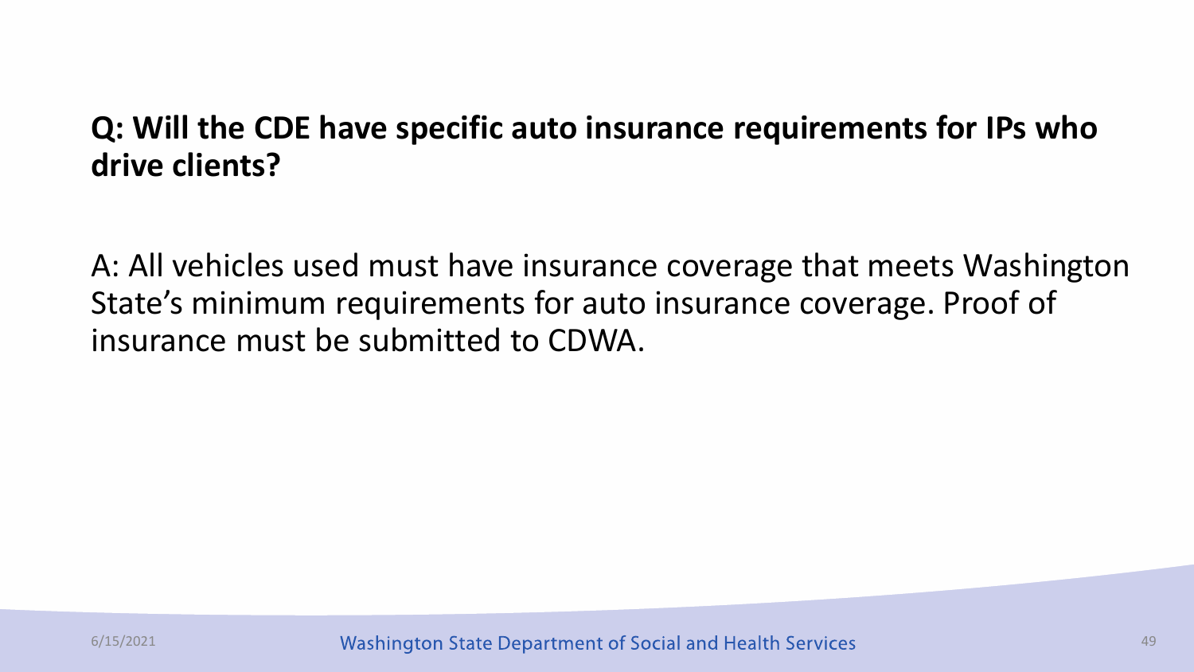**Q: Will the CDE have specific auto insurance requirements for IPs who drive clients?**

A: All vehicles used must have insurance coverage that meets Washington State's minimum requirements for auto insurance coverage. Proof of insurance must be submitted to CDWA.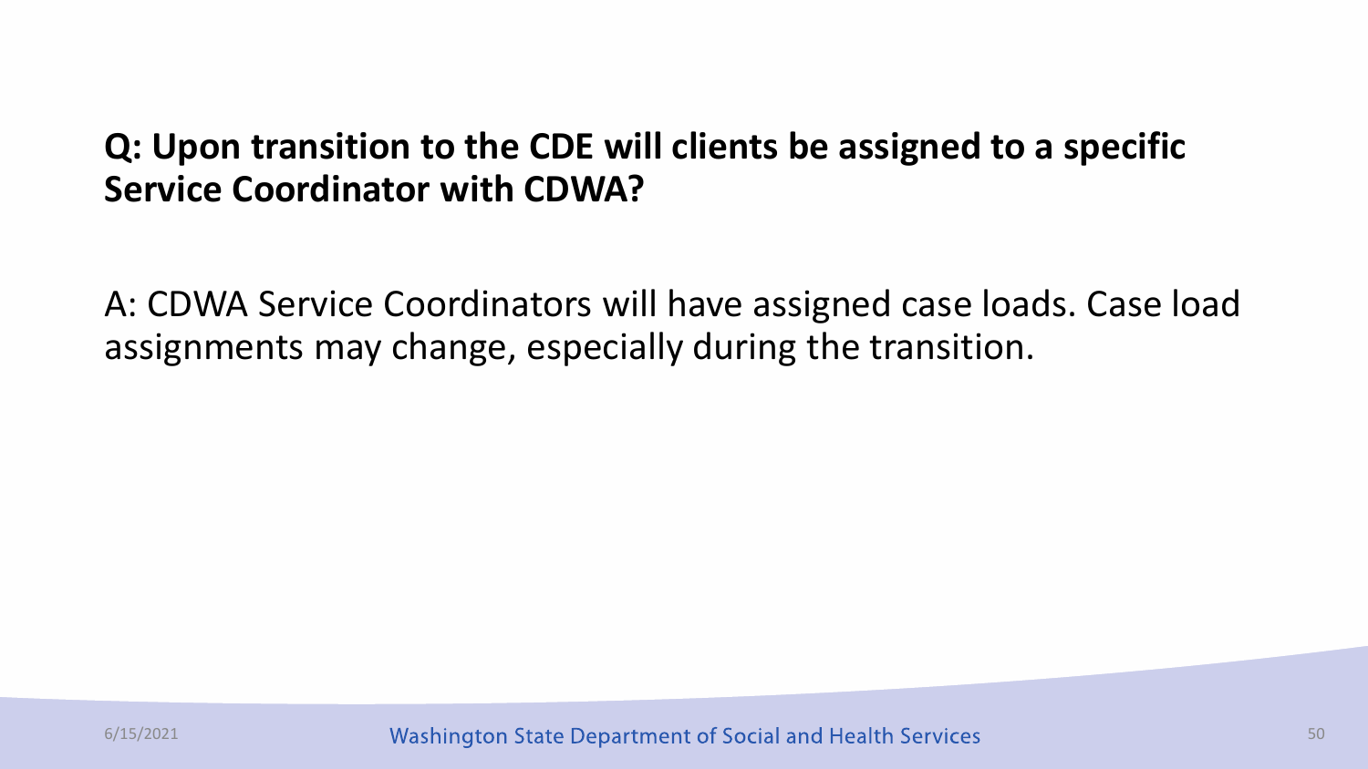**Q: Upon transition to the CDE will clients be assigned to a specific Service Coordinator with CDWA?**

A: CDWA Service Coordinators will have assigned case loads. Case load assignments may change, especially during the transition.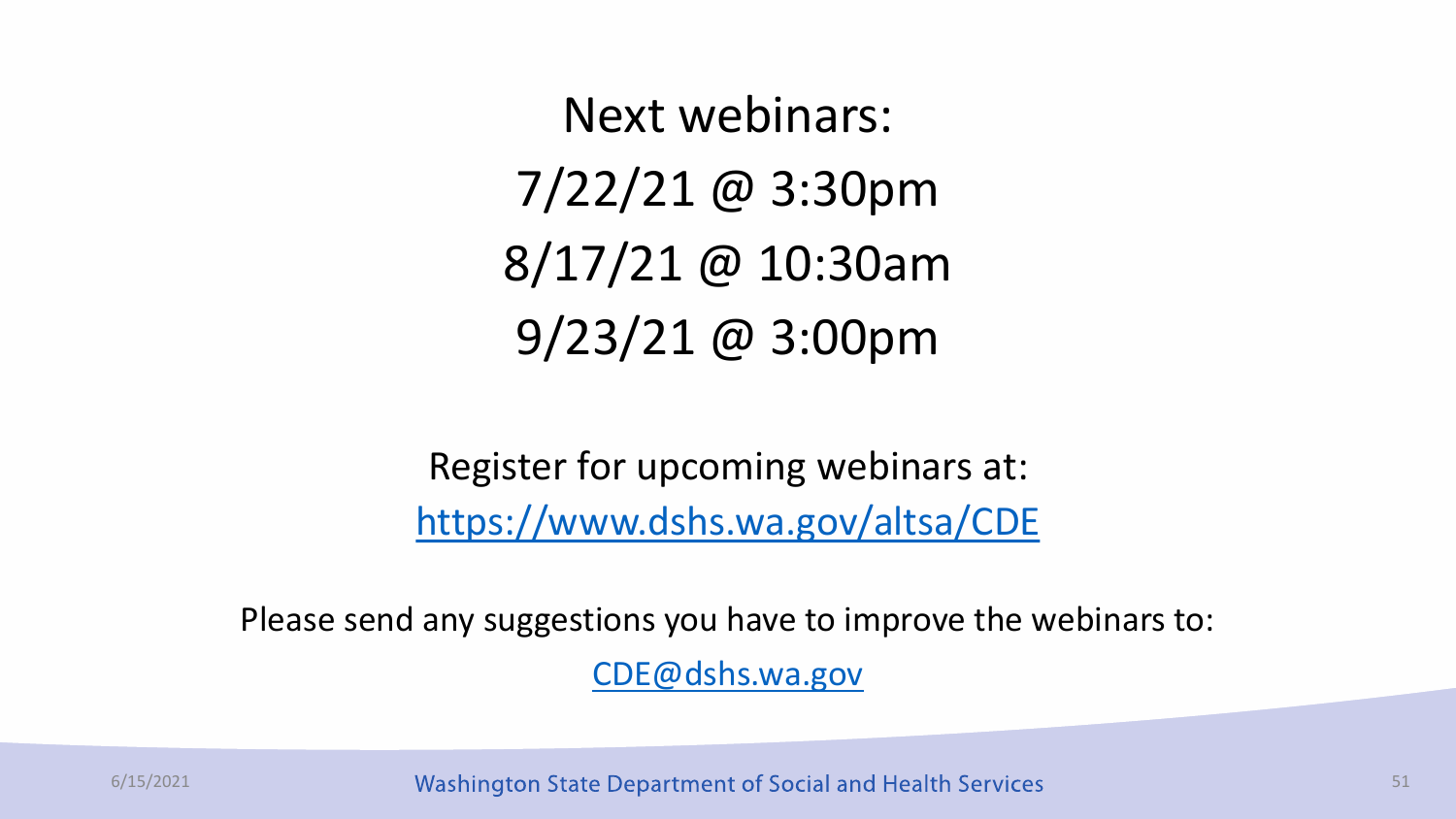# Next webinars:

7/22/21 @ 3:30pm

8/17/21 @ 10:30am

9/23/21 @ 3:00pm

Register for upcoming webinars at:

https://www.dshs.wa.gov/altsa/CDE

Please send any suggestions you have to improve the webinars to:

CDE@dshs.wa.gov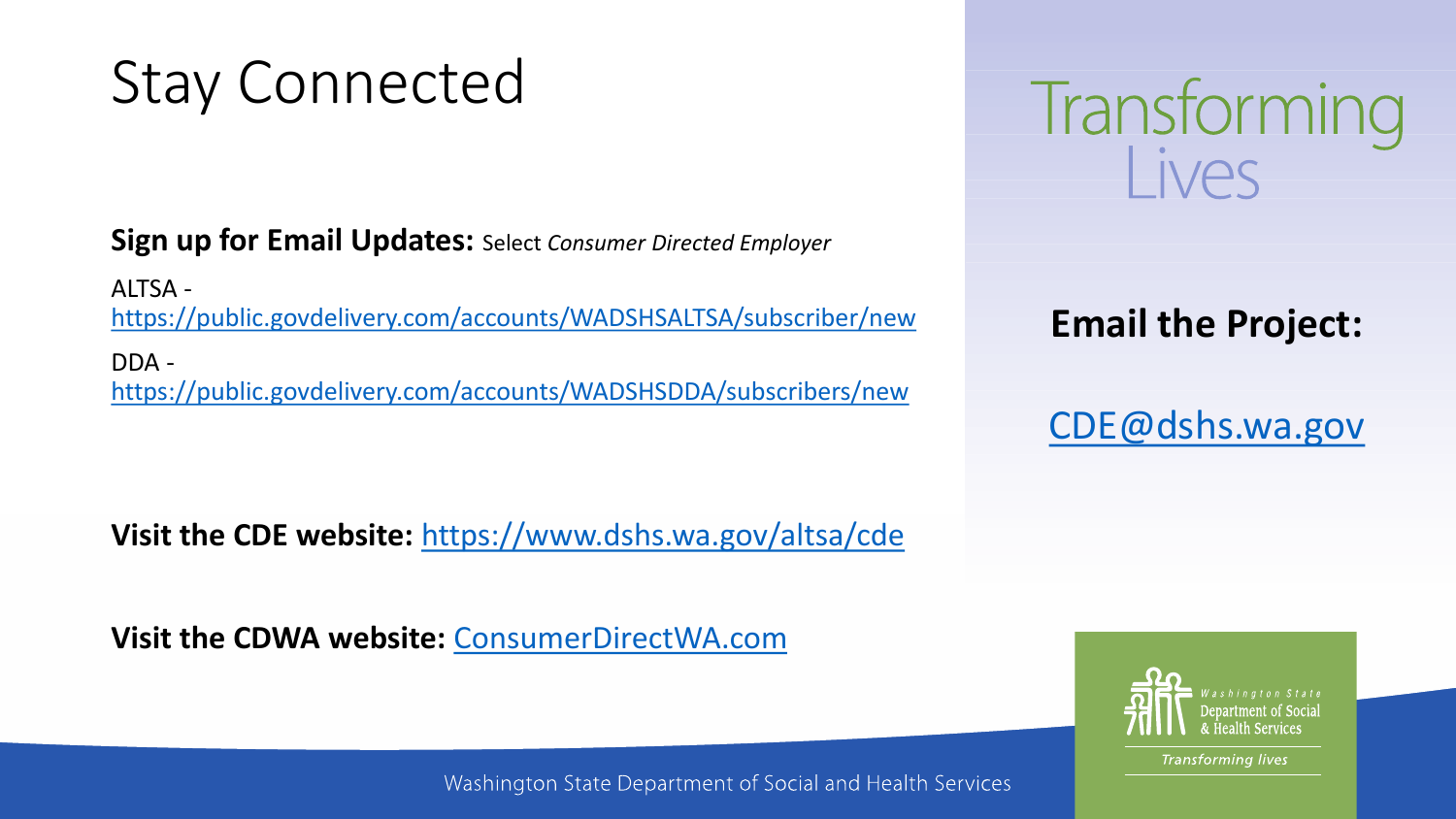# Stay Connected

**Sign up for Email Updates:** Select *Consumer Directed Employer*

ALTSA - https://public.govdelivery.com/accounts/WADSHSALTSA/subscriber/new

DDA - https://public.govdelivery.com/accounts/WADSHSDDA/subscribers/new

**Visit the CDE website:** https://www.dshs.wa.gov/altsa/cde

**Visit the CDWA website:** ConsumerDirectWA.com

Transforming Lives

**Email the Project:**

CDE@dshs.wa.gov

Washington State Department of Social & Health Services

Transforming lives

Washington State Department of Social and Health Services